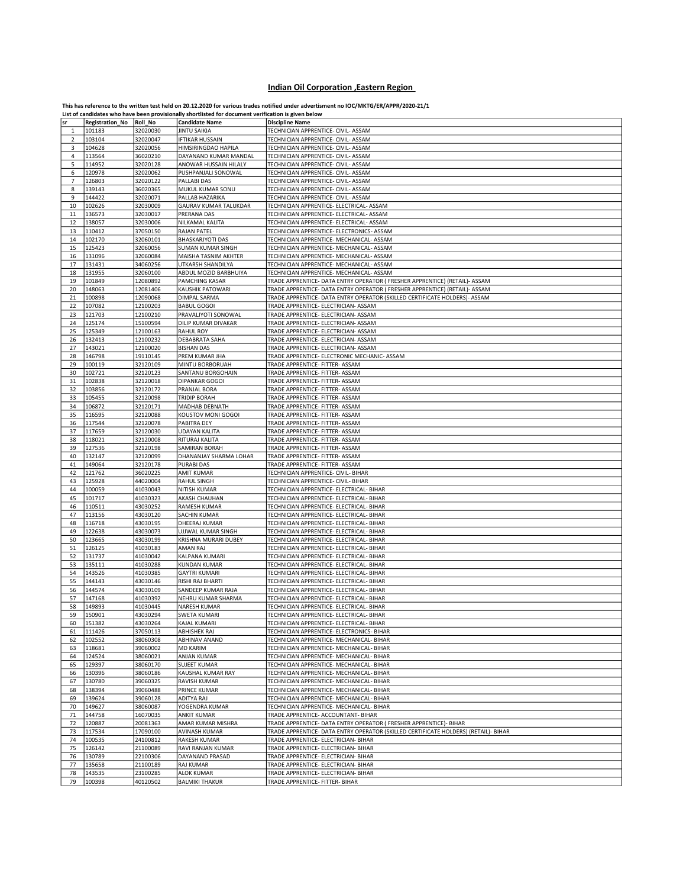## Indian Oil Corporation ,Eastern Region

**This has reference to the written test held on 20.12.2020 for various trades notified under advertisment no IOC/MKTG/ER/APPR/2020-21/1**

**List of candidates who have been provisionally shortlisted for document verification is given below**

| sr | Registration_No | Roll_No | Candidate Name | Discipline Name |
|---|---|---|---|---|
| 1 | 101183 | 32020030 | JINTU SAIKIA | TECHNICIAN APPRENTICE- CIVIL- ASSAM |
| 2 | 103104 | 32020047 | IFTIKAR HUSSAIN | TECHNICIAN APPRENTICE- CIVIL- ASSAM |
| 3 | 104628 | 32020056 | HIMSIRINGDAO HAPILA | TECHNICIAN APPRENTICE- CIVIL- ASSAM |
| 4 | 113564 | 36020210 | DAYANAND KUMAR MANDAL | TECHNICIAN APPRENTICE- CIVIL- ASSAM |
| 5 | 114952 | 32020128 | ANOWAR HUSSAIN HILALY | TECHNICIAN APPRENTICE- CIVIL- ASSAM |
| 6 | 120978 | 32020062 | PUSHPANJALI SONOWAL | TECHNICIAN APPRENTICE- CIVIL- ASSAM |
| 7 | 126803 | 32020122 | PALLABI DAS | TECHNICIAN APPRENTICE- CIVIL- ASSAM |
| 8 | 139143 | 36020365 | MUKUL KUMAR SONU | TECHNICIAN APPRENTICE- CIVIL- ASSAM |
| 9 | 144422 | 32020071 | PALLAB HAZARIKA | TECHNICIAN APPRENTICE- CIVIL- ASSAM |
| 10 | 102626 | 32030009 | GAURAV KUMAR TALUKDAR | TECHNICIAN APPRENTICE- ELECTRICAL- ASSAM |
| 11 | 136573 | 32030017 | PRERANA DAS | TECHNICIAN APPRENTICE- ELECTRICAL- ASSAM |
| 12 | 138057 | 32030006 | NILKAMAL KALITA | TECHNICIAN APPRENTICE- ELECTRICAL- ASSAM |
| 13 | 110412 | 37050150 | RAJAN PATEL | TECHNICIAN APPRENTICE- ELECTRONICS- ASSAM |
| 14 | 102170 | 32060101 | BHASKARJYOTI DAS | TECHNICIAN APPRENTICE- MECHANICAL- ASSAM |
| 15 | 125423 | 32060056 | SUMAN KUMAR SINGH | TECHNICIAN APPRENTICE- MECHANICAL- ASSAM |
| 16 | 131096 | 32060084 | MAISHA TASNIM AKHTER | TECHNICIAN APPRENTICE- MECHANICAL- ASSAM |
| 17 | 131431 | 34060256 | UTKARSH SHANDILYA | TECHNICIAN APPRENTICE- MECHANICAL- ASSAM |
| 18 | 131955 | 32060100 | ABDUL MOZID BARBHUIYA | TECHNICIAN APPRENTICE- MECHANICAL- ASSAM |
| 19 | 101849 | 12080892 | PAMCHING KASAR | TRADE APPRENTICE- DATA ENTRY OPERATOR ( FRESHER APPRENTICE) (RETAIL)- ASSAM |
| 20 | 148063 | 12081406 | KAUSHIK PATOWARI | TRADE APPRENTICE- DATA ENTRY OPERATOR ( FRESHER APPRENTICE) (RETAIL)- ASSAM |
| 21 | 100898 | 12090068 | DIMPAL SARMA | TRADE APPRENTICE- DATA ENTRY OPERATOR (SKILLED CERTIFICATE HOLDERS)- ASSAM |
| 22 | 107082 | 12100203 | BABUL GOGOI | TRADE APPRENTICE- ELECTRICIAN- ASSAM |
| 23 | 121703 | 12100210 | PRAVALJYOTI SONOWAL | TRADE APPRENTICE- ELECTRICIAN- ASSAM |
| 24 | 125174 | 15100594 | DILIP KUMAR DIVAKAR | TRADE APPRENTICE- ELECTRICIAN- ASSAM |
| 25 | 125349 | 12100163 | RAHUL ROY | TRADE APPRENTICE- ELECTRICIAN- ASSAM |
| 26 | 132413 | 12100232 | DEBABRATA SAHA | TRADE APPRENTICE- ELECTRICIAN- ASSAM |
| 27 | 143021 | 12100020 | BISHAN DAS | TRADE APPRENTICE- ELECTRICIAN- ASSAM |
| 28 | 146798 | 19110145 | PREM KUMAR JHA | TRADE APPRENTICE- ELECTRONIC MECHANIC- ASSAM |
| 29 | 100119 | 32120109 | MINTU BORBORUAH | TRADE APPRENTICE- FITTER- ASSAM |
| 30 | 102721 | 32120123 | SANTANU BORGOHAIN | TRADE APPRENTICE- FITTER- ASSAM |
| 31 | 102838 | 32120018 | DIPANKAR GOGOI | TRADE APPRENTICE- FITTER- ASSAM |
| 32 | 103856 | 32120172 | PRANJAL BORA | TRADE APPRENTICE- FITTER- ASSAM |
| 33 | 105455 | 32120098 | TRIDIP BORAH | TRADE APPRENTICE- FITTER- ASSAM |
| 34 | 106872 | 32120171 | MADHAB DEBNATH | TRADE APPRENTICE- FITTER- ASSAM |
| 35 | 116595 | 32120088 | KOUSTOV MONI GOGOI | TRADE APPRENTICE- FITTER- ASSAM |
| 36 | 117544 | 32120078 | PABITRA DEY | TRADE APPRENTICE- FITTER- ASSAM |
| 37 | 117659 | 32120030 | UDAYAN KALITA | TRADE APPRENTICE- FITTER- ASSAM |
| 38 | 118021 | 32120008 | RITURAJ KALITA | TRADE APPRENTICE- FITTER- ASSAM |
| 39 | 127536 | 32120198 | SAMIRAN BORAH | TRADE APPRENTICE- FITTER- ASSAM |
| 40 | 132147 | 32120099 | DHANANJAY SHARMA LOHAR | TRADE APPRENTICE- FITTER- ASSAM |
| 41 | 149064 | 32120178 | PURABI DAS | TRADE APPRENTICE- FITTER- ASSAM |
| 42 | 121762 | 36020225 | AMIT KUMAR | TECHNICIAN APPRENTICE- CIVIL- BIHAR |
| 43 | 125928 | 44020004 | RAHUL SINGH | TECHNICIAN APPRENTICE- CIVIL- BIHAR |
| 44 | 100059 | 41030043 | NITISH KUMAR | TECHNICIAN APPRENTICE- ELECTRICAL- BIHAR |
| 45 | 101717 | 41030323 | AKASH CHAUHAN | TECHNICIAN APPRENTICE- ELECTRICAL- BIHAR |
| 46 | 110511 | 43030252 | RAMESH KUMAR | TECHNICIAN APPRENTICE- ELECTRICAL- BIHAR |
| 47 | 113156 | 43030120 | SACHIN KUMAR | TECHNICIAN APPRENTICE- ELECTRICAL- BIHAR |
| 48 | 116718 | 43030195 | DHEERAJ KUMAR | TECHNICIAN APPRENTICE- ELECTRICAL- BIHAR |
| 49 | 122638 | 43030073 | UJJWAL KUMAR SINGH | TECHNICIAN APPRENTICE- ELECTRICAL- BIHAR |
| 50 | 123665 | 43030199 | KRISHNA MURARI DUBEY | TECHNICIAN APPRENTICE- ELECTRICAL- BIHAR |
| 51 | 126125 | 41030183 | AMAN RAJ | TECHNICIAN APPRENTICE- ELECTRICAL- BIHAR |
| 52 | 131737 | 41030042 | KALPANA KUMARI | TECHNICIAN APPRENTICE- ELECTRICAL- BIHAR |
| 53 | 135111 | 41030288 | KUNDAN KUMAR | TECHNICIAN APPRENTICE- ELECTRICAL- BIHAR |
| 54 | 143526 | 41030385 | GAYTRI KUMARI | TECHNICIAN APPRENTICE- ELECTRICAL- BIHAR |
| 55 | 144143 | 43030146 | RISHI RAJ BHARTI | TECHNICIAN APPRENTICE- ELECTRICAL- BIHAR |
| 56 | 144574 | 43030109 | SANDEEP KUMAR RAJA | TECHNICIAN APPRENTICE- ELECTRICAL- BIHAR |
| 57 | 147168 | 41030392 | NEHRU KUMAR SHARMA | TECHNICIAN APPRENTICE- ELECTRICAL- BIHAR |
| 58 | 149893 | 41030445 | NARESH KUMAR | TECHNICIAN APPRENTICE- ELECTRICAL- BIHAR |
| 59 | 150901 | 43030294 | SWETA KUMARI | TECHNICIAN APPRENTICE- ELECTRICAL- BIHAR |
| 60 | 151382 | 43030264 | KAJAL KUMARI | TECHNICIAN APPRENTICE- ELECTRICAL- BIHAR |
| 61 | 111426 | 37050113 | ABHISHEK RAJ | TECHNICIAN APPRENTICE- ELECTRONICS- BIHAR |
| 62 | 102552 | 38060308 | ABHINAV ANAND | TECHNICIAN APPRENTICE- MECHANICAL- BIHAR |
| 63 | 118681 | 39060002 | MD KARIM | TECHNICIAN APPRENTICE- MECHANICAL- BIHAR |
| 64 | 124524 | 38060021 | ANJAN KUMAR | TECHNICIAN APPRENTICE- MECHANICAL- BIHAR |
| 65 | 129397 | 38060170 | SUJEET KUMAR | TECHNICIAN APPRENTICE- MECHANICAL- BIHAR |
| 66 | 130396 | 38060186 | KAUSHAL KUMAR RAY | TECHNICIAN APPRENTICE- MECHANICAL- BIHAR |
| 67 | 130780 | 39060325 | RAVISH KUMAR | TECHNICIAN APPRENTICE- MECHANICAL- BIHAR |
| 68 | 138394 | 39060488 | PRINCE KUMAR | TECHNICIAN APPRENTICE- MECHANICAL- BIHAR |
| 69 | 139624 | 39060128 | ADITYA RAJ | TECHNICIAN APPRENTICE- MECHANICAL- BIHAR |
| 70 | 149627 | 38060087 | YOGENDRA KUMAR | TECHNICIAN APPRENTICE- MECHANICAL- BIHAR |
| 71 | 144758 | 16070035 | ANKIT KUMAR | TRADE APPRENTICE- ACCOUNTANT- BIHAR |
| 72 | 120887 | 20081363 | AMAR KUMAR MISHRA | TRADE APPRENTICE- DATA ENTRY OPERATOR ( FRESHER APPRENTICE)- BIHAR |
| 73 | 117534 | 17090100 | AVINASH KUMAR | TRADE APPRENTICE- DATA ENTRY OPERATOR (SKILLED CERTIFICATE HOLDERS) (RETAIL)- BIHAR |
| 74 | 100535 | 24100812 | RAKESH KUMAR | TRADE APPRENTICE- ELECTRICIAN- BIHAR |
| 75 | 126142 | 21100089 | RAVI RANJAN KUMAR | TRADE APPRENTICE- ELECTRICIAN- BIHAR |
| 76 | 130789 | 22100306 | DAYANAND PRASAD | TRADE APPRENTICE- ELECTRICIAN- BIHAR |
| 77 | 135658 | 21100189 | RAJ KUMAR | TRADE APPRENTICE- ELECTRICIAN- BIHAR |
| 78 | 143535 | 23100285 | ALOK KUMAR | TRADE APPRENTICE- ELECTRICIAN- BIHAR |
| 79 | 100398 | 40120502 | BALMIKI THAKUR | TRADE APPRENTICE- FITTER- BIHAR |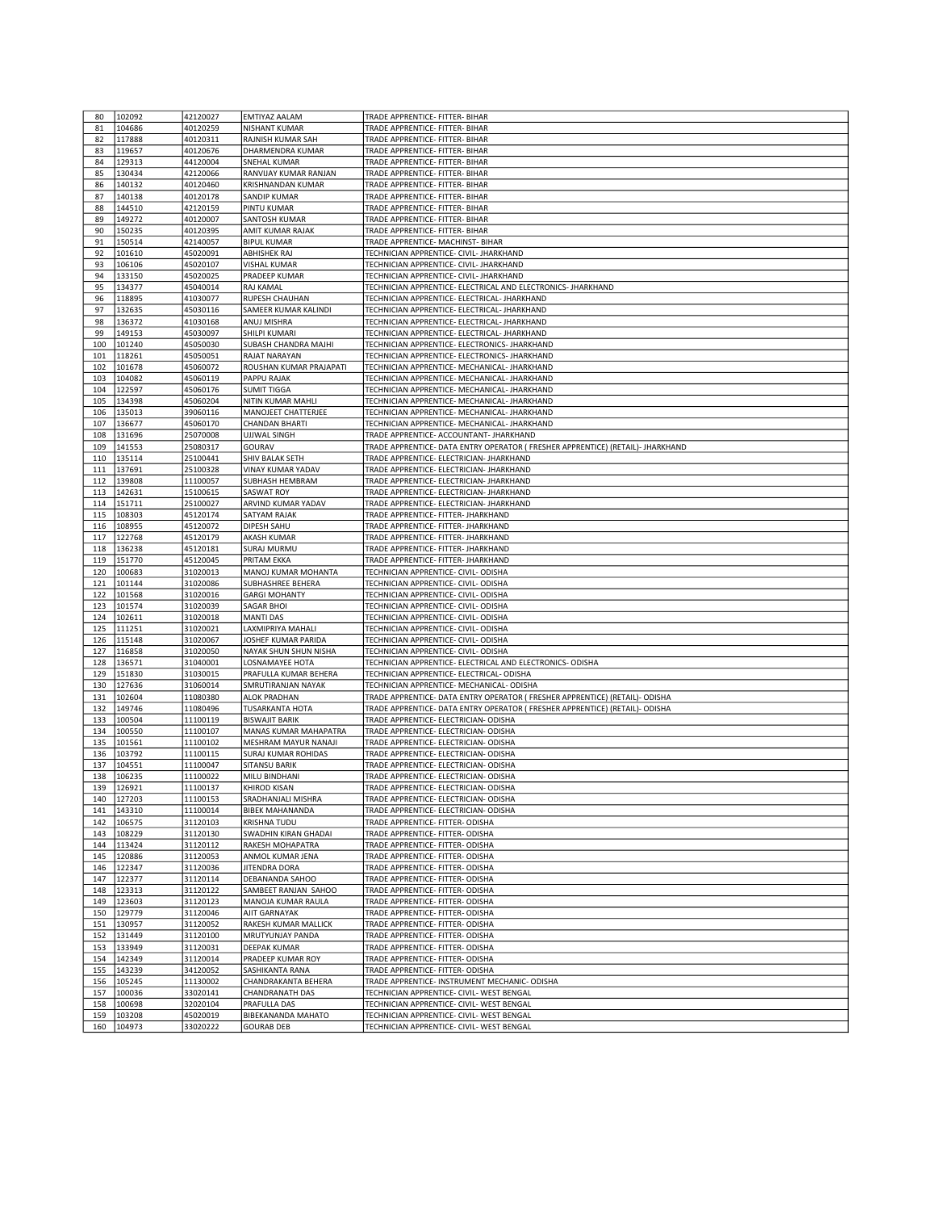| 80 | 102092 | 42120027 | EMTIYAZ AALAM | TRADE APPRENTICE- FITTER- BIHAR |
|---|---|---|---|---|
| 81 | 104686 | 40120259 | NISHANT KUMAR | TRADE APPRENTICE- FITTER- BIHAR |
| 82 | 117888 | 40120311 | RAJNISH KUMAR SAH | TRADE APPRENTICE- FITTER- BIHAR |
| 83 | 119657 | 40120676 | DHARMENDRA KUMAR | TRADE APPRENTICE- FITTER- BIHAR |
| 84 | 129313 | 44120004 | SNEHAL KUMAR | TRADE APPRENTICE- FITTER- BIHAR |
| 85 | 130434 | 42120066 | RANVIJAY KUMAR RANJAN | TRADE APPRENTICE- FITTER- BIHAR |
| 86 | 140132 | 40120460 | KRISHNANDAN KUMAR | TRADE APPRENTICE- FITTER- BIHAR |
| 87 | 140138 | 40120178 | SANDIP KUMAR | TRADE APPRENTICE- FITTER- BIHAR |
| 88 | 144510 | 42120159 | PINTU KUMAR | TRADE APPRENTICE- FITTER- BIHAR |
| 89 | 149272 | 40120007 | SANTOSH KUMAR | TRADE APPRENTICE- FITTER- BIHAR |
| 90 | 150235 | 40120395 | AMIT KUMAR RAJAK | TRADE APPRENTICE- FITTER- BIHAR |
| 91 | 150514 | 42140057 | BIPUL KUMAR | TRADE APPRENTICE- MACHINST- BIHAR |
| 92 | 101610 | 45020091 | ABHISHEK RAJ | TECHNICIAN APPRENTICE- CIVIL- JHARKHAND |
| 93 | 106106 | 45020107 | VISHAL KUMAR | TECHNICIAN APPRENTICE- CIVIL- JHARKHAND |
| 94 | 133150 | 45020025 | PRADEEP KUMAR | TECHNICIAN APPRENTICE- CIVIL- JHARKHAND |
| 95 | 134377 | 45040014 | RAJ KAMAL | TECHNICIAN APPRENTICE- ELECTRICAL AND ELECTRONICS- JHARKHAND |
| 96 | 118895 | 41030077 | RUPESH CHAUHAN | TECHNICIAN APPRENTICE- ELECTRICAL- JHARKHAND |
| 97 | 132635 | 45030116 | SAMEER KUMAR KALINDI | TECHNICIAN APPRENTICE- ELECTRICAL- JHARKHAND |
| 98 | 136372 | 41030168 | ANUJ MISHRA | TECHNICIAN APPRENTICE- ELECTRICAL- JHARKHAND |
| 99 | 149153 | 45030097 | SHILPI KUMARI | TECHNICIAN APPRENTICE- ELECTRICAL- JHARKHAND |
| 100 | 101240 | 45050030 | SUBASH CHANDRA MAJHI | TECHNICIAN APPRENTICE- ELECTRONICS- JHARKHAND |
| 101 | 118261 | 45050051 | RAJAT NARAYAN | TECHNICIAN APPRENTICE- ELECTRONICS- JHARKHAND |
| 102 | 101678 | 45060072 | ROUSHAN KUMAR PRAJAPATI | TECHNICIAN APPRENTICE- MECHANICAL- JHARKHAND |
| 103 | 104082 | 45060119 | PAPPU RAJAK | TECHNICIAN APPRENTICE- MECHANICAL- JHARKHAND |
| 104 | 122597 | 45060176 | SUMIT TIGGA | TECHNICIAN APPRENTICE- MECHANICAL- JHARKHAND |
| 105 | 134398 | 45060204 | NITIN KUMAR MAHLI | TECHNICIAN APPRENTICE- MECHANICAL- JHARKHAND |
| 106 | 135013 | 39060116 | MANOJEET CHATTERJEE | TECHNICIAN APPRENTICE- MECHANICAL- JHARKHAND |
| 107 | 136677 | 45060170 | CHANDAN BHARTI | TECHNICIAN APPRENTICE- MECHANICAL- JHARKHAND |
| 108 | 131696 | 25070008 | UJJWAL SINGH | TRADE APPRENTICE- ACCOUNTANT- JHARKHAND |
| 109 | 141553 | 25080317 | GOURAV | TRADE APPRENTICE- DATA ENTRY OPERATOR ( FRESHER APPRENTICE) (RETAIL)- JHARKHAND |
| 110 | 135114 | 25100441 | SHIV BALAK SETH | TRADE APPRENTICE- ELECTRICIAN- JHARKHAND |
| 111 | 137691 | 25100328 | VINAY KUMAR YADAV | TRADE APPRENTICE- ELECTRICIAN- JHARKHAND |
| 112 | 139808 | 11100057 | SUBHASH HEMBRAM | TRADE APPRENTICE- ELECTRICIAN- JHARKHAND |
| 113 | 142631 | 15100615 | SASWAT ROY | TRADE APPRENTICE- ELECTRICIAN- JHARKHAND |
| 114 | 151711 | 25100027 | ARVIND KUMAR YADAV | TRADE APPRENTICE- ELECTRICIAN- JHARKHAND |
| 115 | 108303 | 45120174 | SATYAM RAJAK | TRADE APPRENTICE- FITTER- JHARKHAND |
| 116 | 108955 | 45120072 | DIPESH SAHU | TRADE APPRENTICE- FITTER- JHARKHAND |
| 117 | 122768 | 45120179 | AKASH KUMAR | TRADE APPRENTICE- FITTER- JHARKHAND |
| 118 | 136238 | 45120181 | SURAJ MURMU | TRADE APPRENTICE- FITTER- JHARKHAND |
| 119 | 151770 | 45120045 | PRITAM EKKA | TRADE APPRENTICE- FITTER- JHARKHAND |
| 120 | 100683 | 31020013 | MANOJ KUMAR MOHANTA | TECHNICIAN APPRENTICE- CIVIL- ODISHA |
| 121 | 101144 | 31020086 | SUBHASHREE BEHERA | TECHNICIAN APPRENTICE- CIVIL- ODISHA |
| 122 | 101568 | 31020016 | GARGI MOHANTY | TECHNICIAN APPRENTICE- CIVIL- ODISHA |
| 123 | 101574 | 31020039 | SAGAR BHOI | TECHNICIAN APPRENTICE- CIVIL- ODISHA |
| 124 | 102611 | 31020018 | MANTI DAS | TECHNICIAN APPRENTICE- CIVIL- ODISHA |
| 125 | 111251 | 31020021 | LAXMIPRIYA MAHALI | TECHNICIAN APPRENTICE- CIVIL- ODISHA |
| 126 | 115148 | 31020067 | JOSHEF KUMAR PARIDA | TECHNICIAN APPRENTICE- CIVIL- ODISHA |
| 127 | 116858 | 31020050 | NAYAK SHUN SHUN NISHA | TECHNICIAN APPRENTICE- CIVIL- ODISHA |
| 128 | 136571 | 31040001 | LOSNAMAYEE HOTA | TECHNICIAN APPRENTICE- ELECTRICAL AND ELECTRONICS- ODISHA |
| 129 | 151830 | 31030015 | PRAFULLA KUMAR BEHERA | TECHNICIAN APPRENTICE- ELECTRICAL- ODISHA |
| 130 | 127636 | 31060014 | SMRUTIRANJAN NAYAK | TECHNICIAN APPRENTICE- MECHANICAL- ODISHA |
| 131 | 102604 | 11080380 | ALOK PRADHAN | TRADE APPRENTICE- DATA ENTRY OPERATOR ( FRESHER APPRENTICE) (RETAIL)- ODISHA |
| 132 | 149746 | 11080496 | TUSARKANTA HOTA | TRADE APPRENTICE- DATA ENTRY OPERATOR ( FRESHER APPRENTICE) (RETAIL)- ODISHA |
| 133 | 100504 | 11100119 | BISWAJIT BARIK | TRADE APPRENTICE- ELECTRICIAN- ODISHA |
| 134 | 100550 | 11100107 | MANAS KUMAR MAHAPATRA | TRADE APPRENTICE- ELECTRICIAN- ODISHA |
| 135 | 101561 | 11100102 | MESHRAM MAYUR NANAJI | TRADE APPRENTICE- ELECTRICIAN- ODISHA |
| 136 | 103792 | 11100115 | SURAJ KUMAR ROHIDAS | TRADE APPRENTICE- ELECTRICIAN- ODISHA |
| 137 | 104551 | 11100047 | SITANSU BARIK | TRADE APPRENTICE- ELECTRICIAN- ODISHA |
| 138 | 106235 | 11100022 | MILU BINDHANI | TRADE APPRENTICE- ELECTRICIAN- ODISHA |
| 139 | 126921 | 11100137 | KHIROD KISAN | TRADE APPRENTICE- ELECTRICIAN- ODISHA |
| 140 | 127203 | 11100153 | SRADHANJALI MISHRA | TRADE APPRENTICE- ELECTRICIAN- ODISHA |
| 141 | 143310 | 11100014 | BIBEK MAHANANDA | TRADE APPRENTICE- ELECTRICIAN- ODISHA |
| 142 | 106575 | 31120103 | KRISHNA TUDU | TRADE APPRENTICE- FITTER- ODISHA |
| 143 | 108229 | 31120130 | SWADHIN KIRAN GHADAI | TRADE APPRENTICE- FITTER- ODISHA |
| 144 | 113424 | 31120112 | RAKESH MOHAPATRA | TRADE APPRENTICE- FITTER- ODISHA |
| 145 | 120886 | 31120053 | ANMOL KUMAR JENA | TRADE APPRENTICE- FITTER- ODISHA |
| 146 | 122347 | 31120036 | JITENDRA DORA | TRADE APPRENTICE- FITTER- ODISHA |
| 147 | 122377 | 31120114 | DEBANANDA SAHOO | TRADE APPRENTICE- FITTER- ODISHA |
| 148 | 123313 | 31120122 | SAMBEET RANJAN SAHOO | TRADE APPRENTICE- FITTER- ODISHA |
| 149 | 123603 | 31120123 | MANOJA KUMAR RAULA | TRADE APPRENTICE- FITTER- ODISHA |
| 150 | 129779 | 31120046 | AJIT GARNAYAK | TRADE APPRENTICE- FITTER- ODISHA |
| 151 | 130957 | 31120052 | RAKESH KUMAR MALLICK | TRADE APPRENTICE- FITTER- ODISHA |
| 152 | 131449 | 31120100 | MRUTYUNJAY PANDA | TRADE APPRENTICE- FITTER- ODISHA |
| 153 | 133949 | 31120031 | DEEPAK KUMAR | TRADE APPRENTICE- FITTER- ODISHA |
| 154 | 142349 | 31120014 | PRADEEP KUMAR ROY | TRADE APPRENTICE- FITTER- ODISHA |
| 155 | 143239 | 34120052 | SASHIKANTA RANA | TRADE APPRENTICE- FITTER- ODISHA |
| 156 | 105245 | 11130002 | CHANDRAKANTA BEHERA | TRADE APPRENTICE- INSTRUMENT MECHANIC- ODISHA |
| 157 | 100036 | 33020141 | CHANDRANATH DAS | TECHNICIAN APPRENTICE- CIVIL- WEST BENGAL |
| 158 | 100698 | 32020104 | PRAFULLA DAS | TECHNICIAN APPRENTICE- CIVIL- WEST BENGAL |
| 159 | 103208 | 45020019 | BIBEKANANDA MAHATO | TECHNICIAN APPRENTICE- CIVIL- WEST BENGAL |
| 160 | 104973 | 33020222 | GOURAB DEB | TECHNICIAN APPRENTICE- CIVIL- WEST BENGAL |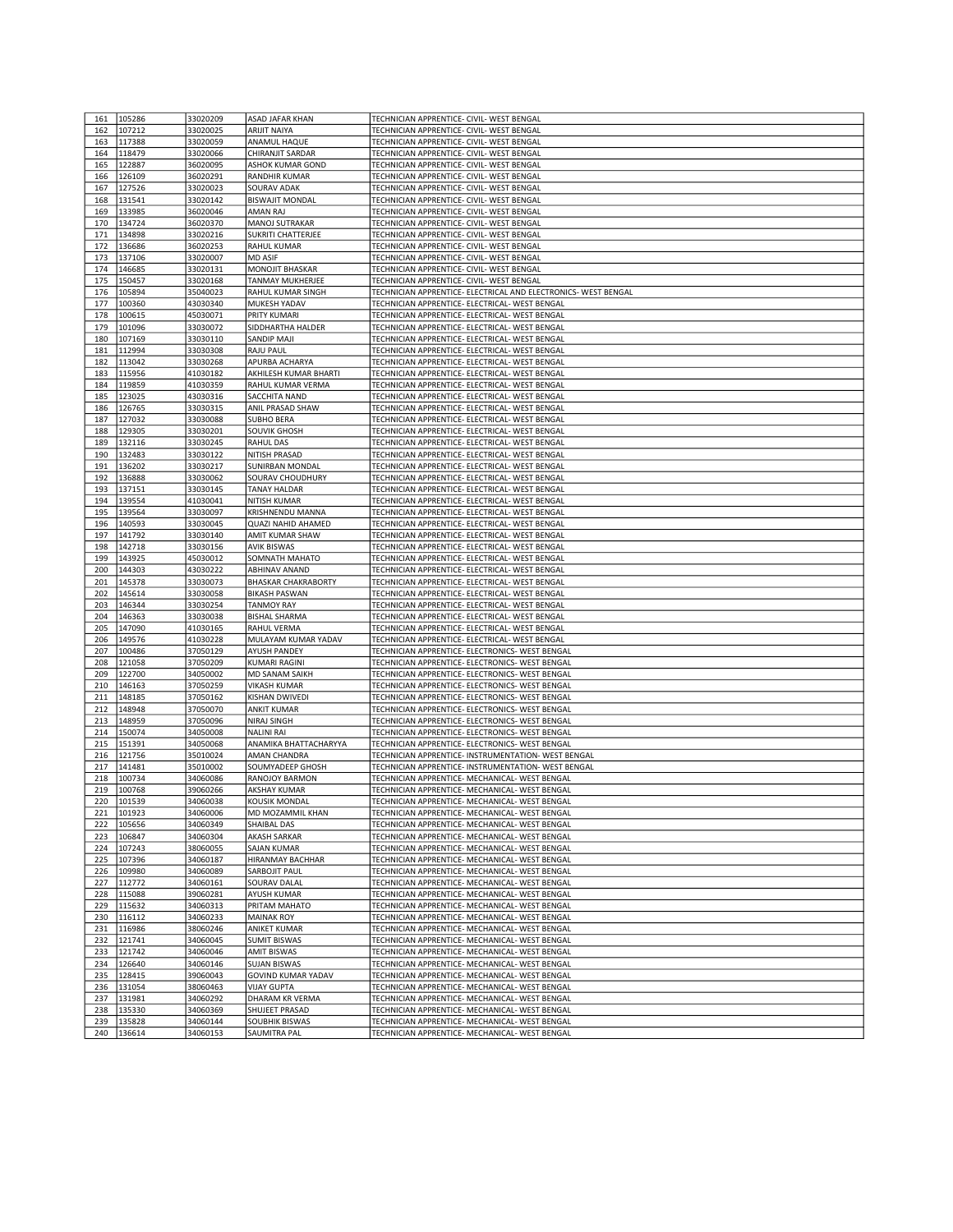| 161 | 105286 | 33020209 | ASAD JAFAR KHAN | TECHNICIAN APPRENTICE- CIVIL- WEST BENGAL |
|---|---|---|---|---|
| 162 | 107212 | 33020025 | ARIJIT NAIYA | TECHNICIAN APPRENTICE- CIVIL- WEST BENGAL |
| 163 | 117388 | 33020059 | ANAMUL HAQUE | TECHNICIAN APPRENTICE- CIVIL- WEST BENGAL |
| 164 | 118479 | 33020066 | CHIRANJIT SARDAR | TECHNICIAN APPRENTICE- CIVIL- WEST BENGAL |
| 165 | 122887 | 36020095 | ASHOK KUMAR GOND | TECHNICIAN APPRENTICE- CIVIL- WEST BENGAL |
| 166 | 126109 | 36020291 | RANDHIR KUMAR | TECHNICIAN APPRENTICE- CIVIL- WEST BENGAL |
| 167 | 127526 | 33020023 | SOURAV ADAK | TECHNICIAN APPRENTICE- CIVIL- WEST BENGAL |
| 168 | 131541 | 33020142 | BISWAJIT MONDAL | TECHNICIAN APPRENTICE- CIVIL- WEST BENGAL |
| 169 | 133985 | 36020046 | AMAN RAJ | TECHNICIAN APPRENTICE- CIVIL- WEST BENGAL |
| 170 | 134724 | 36020370 | MANOJ SUTRAKAR | TECHNICIAN APPRENTICE- CIVIL- WEST BENGAL |
| 171 | 134898 | 33020216 | SUKRITI CHATTERJEE | TECHNICIAN APPRENTICE- CIVIL- WEST BENGAL |
| 172 | 136686 | 36020253 | RAHUL KUMAR | TECHNICIAN APPRENTICE- CIVIL- WEST BENGAL |
| 173 | 137106 | 33020007 | MD ASIF | TECHNICIAN APPRENTICE- CIVIL- WEST BENGAL |
| 174 | 146685 | 33020131 | MONOJIT BHASKAR | TECHNICIAN APPRENTICE- CIVIL- WEST BENGAL |
| 175 | 150457 | 33020168 | TANMAY MUKHERJEE | TECHNICIAN APPRENTICE- CIVIL- WEST BENGAL |
| 176 | 105894 | 35040023 | RAHUL KUMAR SINGH | TECHNICIAN APPRENTICE- ELECTRICAL AND ELECTRONICS- WEST BENGAL |
| 177 | 100360 | 43030340 | MUKESH YADAV | TECHNICIAN APPRENTICE- ELECTRICAL- WEST BENGAL |
| 178 | 100615 | 45030071 | PRITY KUMARI | TECHNICIAN APPRENTICE- ELECTRICAL- WEST BENGAL |
| 179 | 101096 | 33030072 | SIDDHARTHA HALDER | TECHNICIAN APPRENTICE- ELECTRICAL- WEST BENGAL |
| 180 | 107169 | 33030110 | SANDIP MAJI | TECHNICIAN APPRENTICE- ELECTRICAL- WEST BENGAL |
| 181 | 112994 | 33030308 | RAJU PAUL | TECHNICIAN APPRENTICE- ELECTRICAL- WEST BENGAL |
| 182 | 113042 | 33030268 | APURBA ACHARYA | TECHNICIAN APPRENTICE- ELECTRICAL- WEST BENGAL |
| 183 | 115956 | 41030182 | AKHILESH KUMAR BHARTI | TECHNICIAN APPRENTICE- ELECTRICAL- WEST BENGAL |
| 184 | 119859 | 41030359 | RAHUL KUMAR VERMA | TECHNICIAN APPRENTICE- ELECTRICAL- WEST BENGAL |
| 185 | 123025 | 43030316 | SACCHITA NAND | TECHNICIAN APPRENTICE- ELECTRICAL- WEST BENGAL |
| 186 | 126765 | 33030315 | ANIL PRASAD SHAW | TECHNICIAN APPRENTICE- ELECTRICAL- WEST BENGAL |
| 187 | 127032 | 33030088 | SUBHO BERA | TECHNICIAN APPRENTICE- ELECTRICAL- WEST BENGAL |
| 188 | 129305 | 33030201 | SOUVIK GHOSH | TECHNICIAN APPRENTICE- ELECTRICAL- WEST BENGAL |
| 189 | 132116 | 33030245 | RAHUL DAS | TECHNICIAN APPRENTICE- ELECTRICAL- WEST BENGAL |
| 190 | 132483 | 33030122 | NITISH PRASAD | TECHNICIAN APPRENTICE- ELECTRICAL- WEST BENGAL |
| 191 | 136202 | 33030217 | SUNIRBAN MONDAL | TECHNICIAN APPRENTICE- ELECTRICAL- WEST BENGAL |
| 192 | 136888 | 33030062 | SOURAV CHOUDHURY | TECHNICIAN APPRENTICE- ELECTRICAL- WEST BENGAL |
| 193 | 137151 | 33030145 | TANAY HALDAR | TECHNICIAN APPRENTICE- ELECTRICAL- WEST BENGAL |
| 194 | 139554 | 41030041 | NITISH KUMAR | TECHNICIAN APPRENTICE- ELECTRICAL- WEST BENGAL |
| 195 | 139564 | 33030097 | KRISHNENDU MANNA | TECHNICIAN APPRENTICE- ELECTRICAL- WEST BENGAL |
| 196 | 140593 | 33030045 | QUAZI NAHID AHAMED | TECHNICIAN APPRENTICE- ELECTRICAL- WEST BENGAL |
| 197 | 141792 | 33030140 | AMIT KUMAR SHAW | TECHNICIAN APPRENTICE- ELECTRICAL- WEST BENGAL |
| 198 | 142718 | 33030156 | AVIK BISWAS | TECHNICIAN APPRENTICE- ELECTRICAL- WEST BENGAL |
| 199 | 143925 | 45030012 | SOMNATH MAHATO | TECHNICIAN APPRENTICE- ELECTRICAL- WEST BENGAL |
| 200 | 144303 | 43030222 | ABHINAV ANAND | TECHNICIAN APPRENTICE- ELECTRICAL- WEST BENGAL |
| 201 | 145378 | 33030073 | BHASKAR CHAKRABORTY | TECHNICIAN APPRENTICE- ELECTRICAL- WEST BENGAL |
| 202 | 145614 | 33030058 | BIKASH PASWAN | TECHNICIAN APPRENTICE- ELECTRICAL- WEST BENGAL |
| 203 | 146344 | 33030254 | TANMOY RAY | TECHNICIAN APPRENTICE- ELECTRICAL- WEST BENGAL |
| 204 | 146363 | 33030038 | BISHAL SHARMA | TECHNICIAN APPRENTICE- ELECTRICAL- WEST BENGAL |
| 205 | 147090 | 41030165 | RAHUL VERMA | TECHNICIAN APPRENTICE- ELECTRICAL- WEST BENGAL |
| 206 | 149576 | 41030228 | MULAYAM KUMAR YADAV | TECHNICIAN APPRENTICE- ELECTRICAL- WEST BENGAL |
| 207 | 100486 | 37050129 | AYUSH PANDEY | TECHNICIAN APPRENTICE- ELECTRONICS- WEST BENGAL |
| 208 | 121058 | 37050209 | KUMARI RAGINI | TECHNICIAN APPRENTICE- ELECTRONICS- WEST BENGAL |
| 209 | 122700 | 34050002 | MD SANAM SAIKH | TECHNICIAN APPRENTICE- ELECTRONICS- WEST BENGAL |
| 210 | 146163 | 37050259 | VIKASH KUMAR | TECHNICIAN APPRENTICE- ELECTRONICS- WEST BENGAL |
| 211 | 148185 | 37050162 | KISHAN DWIVEDI | TECHNICIAN APPRENTICE- ELECTRONICS- WEST BENGAL |
| 212 | 148948 | 37050070 | ANKIT KUMAR | TECHNICIAN APPRENTICE- ELECTRONICS- WEST BENGAL |
| 213 | 148959 | 37050096 | NIRAJ SINGH | TECHNICIAN APPRENTICE- ELECTRONICS- WEST BENGAL |
| 214 | 150074 | 34050008 | NALINI RAI | TECHNICIAN APPRENTICE- ELECTRONICS- WEST BENGAL |
| 215 | 151391 | 34050068 | ANAMIKA BHATTACHARYYA | TECHNICIAN APPRENTICE- ELECTRONICS- WEST BENGAL |
| 216 | 121756 | 35010024 | AMAN CHANDRA | TECHNICIAN APPRENTICE- INSTRUMENTATION- WEST BENGAL |
| 217 | 141481 | 35010002 | SOUMYADEEP GHOSH | TECHNICIAN APPRENTICE- INSTRUMENTATION- WEST BENGAL |
| 218 | 100734 | 34060086 | RANOJOY BARMON | TECHNICIAN APPRENTICE- MECHANICAL- WEST BENGAL |
| 219 | 100768 | 39060266 | AKSHAY KUMAR | TECHNICIAN APPRENTICE- MECHANICAL- WEST BENGAL |
| 220 | 101539 | 34060038 | KOUSIK MONDAL | TECHNICIAN APPRENTICE- MECHANICAL- WEST BENGAL |
| 221 | 101923 | 34060006 | MD MOZAMMIL KHAN | TECHNICIAN APPRENTICE- MECHANICAL- WEST BENGAL |
| 222 | 105656 | 34060349 | SHAIBAL DAS | TECHNICIAN APPRENTICE- MECHANICAL- WEST BENGAL |
| 223 | 106847 | 34060304 | AKASH SARKAR | TECHNICIAN APPRENTICE- MECHANICAL- WEST BENGAL |
| 224 | 107243 | 38060055 | SAJAN KUMAR | TECHNICIAN APPRENTICE- MECHANICAL- WEST BENGAL |
| 225 | 107396 | 34060187 | HIRANMAY BACHHAR | TECHNICIAN APPRENTICE- MECHANICAL- WEST BENGAL |
| 226 | 109980 | 34060089 | SARBOJIT PAUL | TECHNICIAN APPRENTICE- MECHANICAL- WEST BENGAL |
| 227 | 112772 | 34060161 | SOURAV DALAL | TECHNICIAN APPRENTICE- MECHANICAL- WEST BENGAL |
| 228 | 115088 | 39060281 | AYUSH KUMAR | TECHNICIAN APPRENTICE- MECHANICAL- WEST BENGAL |
| 229 | 115632 | 34060313 | PRITAM MAHATO | TECHNICIAN APPRENTICE- MECHANICAL- WEST BENGAL |
| 230 | 116112 | 34060233 | MAINAK ROY | TECHNICIAN APPRENTICE- MECHANICAL- WEST BENGAL |
| 231 | 116986 | 38060246 | ANIKET KUMAR | TECHNICIAN APPRENTICE- MECHANICAL- WEST BENGAL |
| 232 | 121741 | 34060045 | SUMIT BISWAS | TECHNICIAN APPRENTICE- MECHANICAL- WEST BENGAL |
| 233 | 121742 | 34060046 | AMIT BISWAS | TECHNICIAN APPRENTICE- MECHANICAL- WEST BENGAL |
| 234 | 126640 | 34060146 | SUJAN BISWAS | TECHNICIAN APPRENTICE- MECHANICAL- WEST BENGAL |
| 235 | 128415 | 39060043 | GOVIND KUMAR YADAV | TECHNICIAN APPRENTICE- MECHANICAL- WEST BENGAL |
| 236 | 131054 | 38060463 | VIJAY GUPTA | TECHNICIAN APPRENTICE- MECHANICAL- WEST BENGAL |
| 237 | 131981 | 34060292 | DHARAM KR VERMA | TECHNICIAN APPRENTICE- MECHANICAL- WEST BENGAL |
| 238 | 135330 | 34060369 | SHUJEET PRASAD | TECHNICIAN APPRENTICE- MECHANICAL- WEST BENGAL |
| 239 | 135828 | 34060144 | SOUBHIK BISWAS | TECHNICIAN APPRENTICE- MECHANICAL- WEST BENGAL |
| 240 | 136614 | 34060153 | SAUMITRA PAL | TECHNICIAN APPRENTICE- MECHANICAL- WEST BENGAL |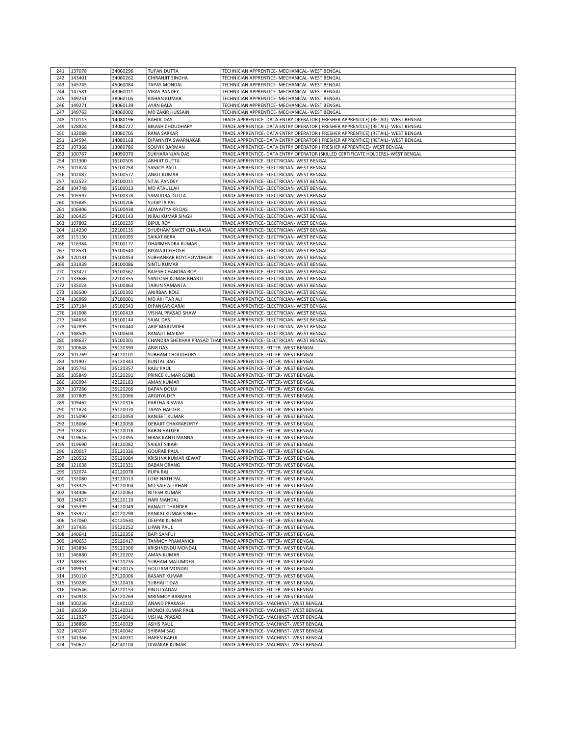| 241 | 137078 | 34060296 | TUFAN DUTTA | TECHNICIAN APPRENTICE- MECHANICAL- WEST BENGAL |
|---|---|---|---|---|
| 242 | 143401 | 34060262 | CHIRANJIT SINGHA | TECHNICIAN APPRENTICE- MECHANICAL- WEST BENGAL |
| 243 | 145745 | 45060084 | TAPAS MONDAL | TECHNICIAN APPRENTICE- MECHANICAL- WEST BENGAL |
| 244 | 147581 | 43060011 | VIKAS PANDEY | TECHNICIAN APPRENTICE- MECHANICAL- WEST BENGAL |
| 245 | 149251 | 38060105 | KISHAN KUMAR | TECHNICIAN APPRENTICE- MECHANICAL- WEST BENGAL |
| 246 | 149271 | 34060139 | AYAN BALA | TECHNICIAN APPRENTICE- MECHANICAL- WEST BENGAL |
| 247 | 149763 | 34060002 | MD ZAKIR HUSSAIN | TECHNICIAN APPRENTICE- MECHANICAL- WEST BENGAL |
| 248 | 110113 | 14080196 | RAHUL DAS | TRADE APPRENTICE- DATA ENTRY OPERATOR ( FRESHER APPRENTICE) (RETAIL)- WEST BENGAL |
| 249 | 128824 | 13080727 | BIKASH CHOUDHARY | TRADE APPRENTICE- DATA ENTRY OPERATOR ( FRESHER APPRENTICE) (RETAIL)- WEST BENGAL |
| 250 | 132088 | 13080705 | RANA SARKAR | TRADE APPRENTICE- DATA ENTRY OPERATOR ( FRESHER APPRENTICE) (RETAIL)- WEST BENGAL |
| 251 | 134594 | 14080168 | DIPANNITA SWARNAKAR | TRADE APPRENTICE- DATA ENTRY OPERATOR ( FRESHER APPRENTICE) (RETAIL)- WEST BENGAL |
| 252 | 107368 | 13080786 | SOUVIK BARMAN | TRADE APPRENTICE- DATA ENTRY OPERATOR ( FRESHER APPRENTICE)- WEST BENGAL |
| 253 | 100767 | 14090070 | SUKHARANJAN DAS | TRADE APPRENTICE- DATA ENTRY OPERATOR (SKILLED CERTIFICATE HOLDERS)- WEST BENGAL |
| 254 | 101300 | 15100505 | ABHIJIT DUTTA | TRADE APPRENTICE- ELECTRICIAN- WEST BENGAL |
| 255 | 101874 | 15100258 | SANJOY PAUL | TRADE APPRENTICE- ELECTRICIAN- WEST BENGAL |
| 256 | 102087 | 15100577 | ANKIT KUMAR | TRADE APPRENTICE- ELECTRICIAN- WEST BENGAL |
| 257 | 102523 | 23100011 | SITAL PANDEY | TRADE APPRENTICE- ELECTRICIAN- WEST BENGAL |
| 258 | 104748 | 15100013 | MD ATAULLAH | TRADE APPRENTICE- ELECTRICIAN- WEST BENGAL |
| 259 | 105597 | 15100378 | SAMUDRA DUTTA | TRADE APPRENTICE- ELECTRICIAN- WEST BENGAL |
| 260 | 105885 | 15100206 | SUDIPTA PAL | TRADE APPRENTICE- ELECTRICIAN- WEST BENGAL |
| 261 | 106406 | 15100438 | ADWAITYA KR DAS | TRADE APPRENTICE- ELECTRICIAN- WEST BENGAL |
| 262 | 106425 | 24100143 | NIRAJ KUMAR SINGH | TRADE APPRENTICE- ELECTRICIAN- WEST BENGAL |
| 263 | 107802 | 15100235 | BIPUL ROY | TRADE APPRENTICE- ELECTRICIAN- WEST BENGAL |
| 264 | 114230 | 22100135 | SHUBHAM SAKET CHAURASIA | TRADE APPRENTICE- ELECTRICIAN- WEST BENGAL |
| 265 | 115130 | 15100095 | SAIKAT BERA | TRADE APPRENTICE- ELECTRICIAN- WEST BENGAL |
| 266 | 116384 | 23100172 | DHARMENDRA KUMAR | TRADE APPRENTICE- ELECTRICIAN- WEST BENGAL |
| 267 | 118531 | 15100540 | BISWAJIT GHOSH | TRADE APPRENTICE- ELECTRICIAN- WEST BENGAL |
| 268 | 120181 | 15100454 | SUBHANKAR ROYCHOWDHURI | TRADE APPRENTICE- ELECTRICIAN- WEST BENGAL |
| 269 | 131939 | 24100086 | SINTU KUMAR | TRADE APPRENTICE- ELECTRICIAN- WEST BENGAL |
| 270 | 133427 | 15100562 | RAJESH CHANDRA ROY | TRADE APPRENTICE- ELECTRICIAN- WEST BENGAL |
| 271 | 133686 | 22100355 | SANTOSH KUMAR BHARTI | TRADE APPRENTICE- ELECTRICIAN- WEST BENGAL |
| 272 | 135024 | 15100463 | TARUN SAMANTA | TRADE APPRENTICE- ELECTRICIAN- WEST BENGAL |
| 273 | 136500 | 15100392 | ANIRBAN KOLE | TRADE APPRENTICE- ELECTRICIAN- WEST BENGAL |
| 274 | 136969 | 17100001 | MD AKHTAR ALI | TRADE APPRENTICE- ELECTRICIAN- WEST BENGAL |
| 275 | 137184 | 15100543 | DIPANKAR GARAI | TRADE APPRENTICE- ELECTRICIAN- WEST BENGAL |
| 276 | 141008 | 15100419 | VISHAL PRASAD SHAW | TRADE APPRENTICE- ELECTRICIAN- WEST BENGAL |
| 277 | 144654 | 15100144 | SAJAL DAS | TRADE APPRENTICE- ELECTRICIAN- WEST BENGAL |
| 278 | 147895 | 15100440 | ARIP MAJUMDER | TRADE APPRENTICE- ELECTRICIAN- WEST BENGAL |
| 279 | 148505 | 15100604 | RANAJIT MAIKAP | TRADE APPRENTICE- ELECTRICIAN- WEST BENGAL |
| 280 | 148637 | 15100301 | CHANDRA SHEKHAR PRASAD THAK | TRADE APPRENTICE- ELECTRICIAN- WEST BENGAL |
| 281 | 100648 | 35120390 | ABIR DAS | TRADE APPRENTICE- FITTER- WEST BENGAL |
| 282 | 101769 | 34120101 | SUBHAM CHOUDHURY | TRADE APPRENTICE- FITTER- WEST BENGAL |
| 283 | 101907 | 35120343 | KUNTAL BAG | TRADE APPRENTICE- FITTER- WEST BENGAL |
| 284 | 105742 | 35120357 | RAJU PAUL | TRADE APPRENTICE- FITTER- WEST BENGAL |
| 285 | 105849 | 35120291 | PRINCE KUMAR GOND | TRADE APPRENTICE- FITTER- WEST BENGAL |
| 286 | 106994 | 42120183 | AMAN KUMAR | TRADE APPRENTICE- FITTER- WEST BENGAL |
| 287 | 107266 | 35120266 | BAPAN DOLUI | TRADE APPRENTICE- FITTER- WEST BENGAL |
| 288 | 107805 | 35120066 | ARGHYA DEY | TRADE APPRENTICE- FITTER- WEST BENGAL |
| 289 | 109462 | 35120316 | PARTHA BISWAS | TRADE APPRENTICE- FITTER- WEST BENGAL |
| 290 | 111824 | 35120070 | TAPAS HALDER | TRADE APPRENTICE- FITTER- WEST BENGAL |
| 291 | 115090 | 40120454 | RANJEET KUMAR | TRADE APPRENTICE- FITTER- WEST BENGAL |
| 292 | 118066 | 34120058 | DEBAJIT CHAKRABORTY | TRADE APPRENTICE- FITTER- WEST BENGAL |
| 293 | 118437 | 35120018 | RABIN HALDER | TRADE APPRENTICE- FITTER- WEST BENGAL |
| 294 | 119616 | 35120395 | HIRAK KANTI MANNA | TRADE APPRENTICE- FITTER- WEST BENGAL |
| 295 | 119690 | 34120082 | SAIKAT SIKARI | TRADE APPRENTICE- FITTER- WEST BENGAL |
| 296 | 120017 | 35120326 | GOURAB PAUL | TRADE APPRENTICE- FITTER- WEST BENGAL |
| 297 | 120532 | 35120084 | KRISHNA KUMAR KEWAT | TRADE APPRENTICE- FITTER- WEST BENGAL |
| 298 | 121638 | 35120331 | BABAN ORANG | TRADE APPRENTICE- FITTER- WEST BENGAL |
| 299 | 132074 | 40120078 | RUPA RAJ | TRADE APPRENTICE- FITTER- WEST BENGAL |
| 300 | 132080 | 33120013 | LOKE NATH PAL | TRADE APPRENTICE- FITTER- WEST BENGAL |
| 301 | 133325 | 33120004 | MD SAIF ALI KHAN | TRADE APPRENTICE- FITTER- WEST BENGAL |
| 302 | 134306 | 42120063 | NITESH KUMAR | TRADE APPRENTICE- FITTER- WEST BENGAL |
| 303 | 134827 | 35120110 | HARI MANDAL | TRADE APPRENTICE- FITTER- WEST BENGAL |
| 304 | 135399 | 34120049 | RANAJIT THANDER | TRADE APPRENTICE- FITTER- WEST BENGAL |
| 305 | 135977 | 40120298 | PANKAJ KUMAR SINGH | TRADE APPRENTICE- FITTER- WEST BENGAL |
| 306 | 137060 | 40120630 | DEEPAK KUMAR | TRADE APPRENTICE- FITTER- WEST BENGAL |
| 307 | 137435 | 35120252 | LIPAN PAUL | TRADE APPRENTICE- FITTER- WEST BENGAL |
| 308 | 140641 | 35120356 | BAPI SANFUI | TRADE APPRENTICE- FITTER- WEST BENGAL |
| 309 | 140653 | 35120417 | TANMOY PRAMANICK | TRADE APPRENTICE- FITTER- WEST BENGAL |
| 310 | 143894 | 35120366 | KRISHNENDU MONDAL | TRADE APPRENTICE- FITTER- WEST BENGAL |
| 311 | 146880 | 45120202 | AMAN KUMAR | TRADE APPRENTICE- FITTER- WEST BENGAL |
| 312 | 148363 | 35120235 | SUBHAM MAJUMDER | TRADE APPRENTICE- FITTER- WEST BENGAL |
| 313 | 149951 | 34120075 | GOUTAM MONDAL | TRADE APPRENTICE- FITTER- WEST BENGAL |
| 314 | 150110 | 37120006 | BASANT KUMAR | TRADE APPRENTICE- FITTER- WEST BENGAL |
| 315 | 150285 | 35120416 | SUBHAJIT DAS | TRADE APPRENTICE- FITTER- WEST BENGAL |
| 316 | 150546 | 42120153 | PINTU YADAV | TRADE APPRENTICE- FITTER- WEST BENGAL |
| 317 | 150918 | 35120269 | MRINMOY BARMAN | TRADE APPRENTICE- FITTER- WEST BENGAL |
| 318 | 100236 | 42140102 | ANAND PRAKASH | TRADE APPRENTICE- MACHINST- WEST BENGAL |
| 319 | 106550 | 35140014 | MONOJ KUMAR PAUL | TRADE APPRENTICE- MACHINST- WEST BENGAL |
| 320 | 112927 | 35140041 | VISHAL PRASAD | TRADE APPRENTICE- MACHINST- WEST BENGAL |
| 321 | 138868 | 35140029 | ASHIS PAUL | TRADE APPRENTICE- MACHINST- WEST BENGAL |
| 322 | 140247 | 35140042 | SHIBAM SAO | TRADE APPRENTICE- MACHINST- WEST BENGAL |
| 323 | 141366 | 35140031 | HAREN BARUI | TRADE APPRENTICE- MACHINST- WEST BENGAL |
| 324 | 150622 | 42140104 | DIWAKAR KUMAR | TRADE APPRENTICE- MACHINST- WEST BENGAL |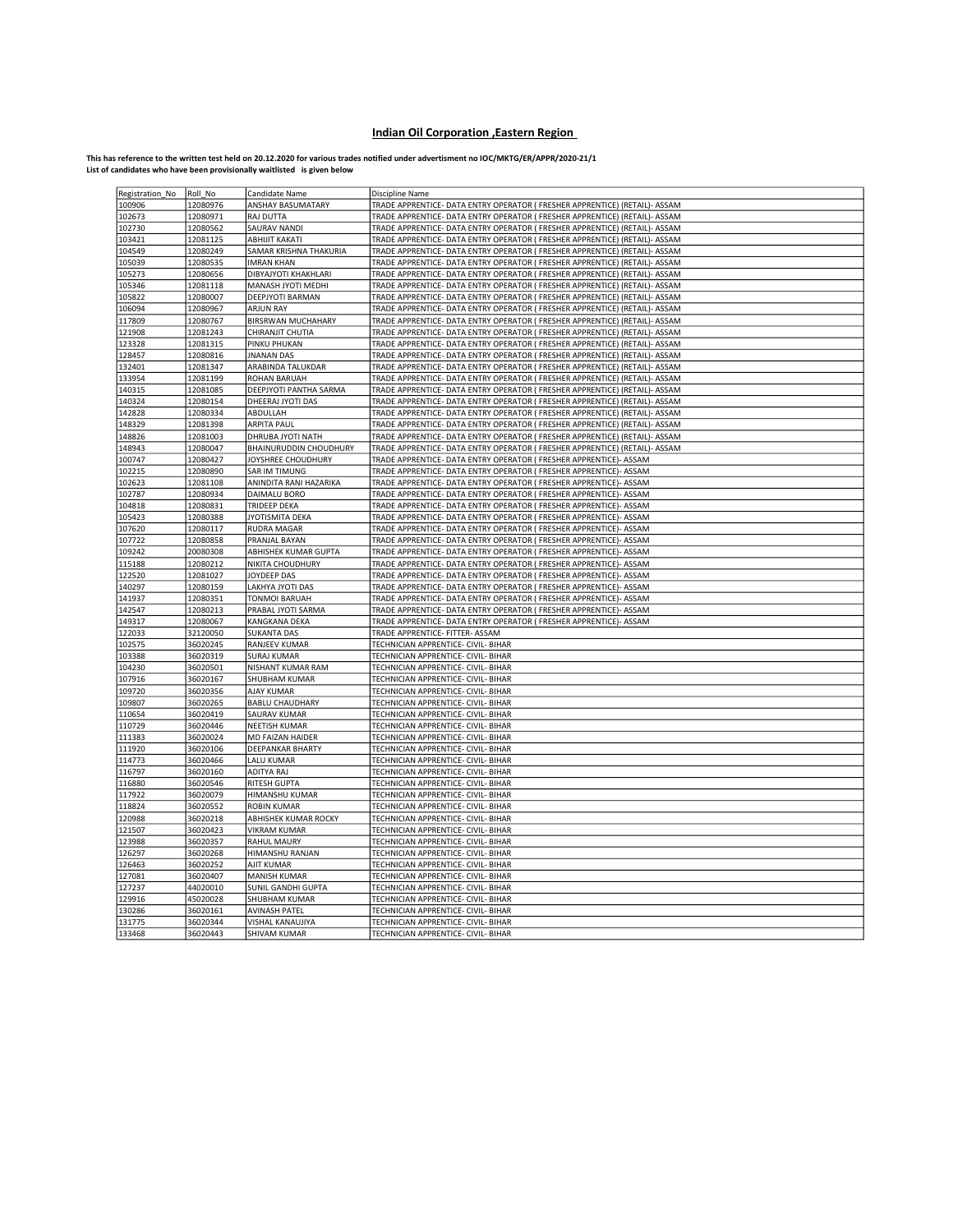## Indian Oil Corporation ,Eastern Region

**This has reference to the written test held on 20.12.2020 for various trades notified under advertisment no IOC/MKTG/ER/APPR/2020-21/1**
**List of candidates who have been provisionally waitlisted is given below**

| Registration_No | Roll_No | Candidate Name | Discipline Name |
|---|---|---|---|
| 100906 | 12080976 | ANSHAY BASUMATARY | TRADE APPRENTICE- DATA ENTRY OPERATOR ( FRESHER APPRENTICE) (RETAIL)- ASSAM |
| 102673 | 12080971 | RAJ DUTTA | TRADE APPRENTICE- DATA ENTRY OPERATOR ( FRESHER APPRENTICE) (RETAIL)- ASSAM |
| 102730 | 12080562 | SAURAV NANDI | TRADE APPRENTICE- DATA ENTRY OPERATOR ( FRESHER APPRENTICE) (RETAIL)- ASSAM |
| 103421 | 12081125 | ABHIJIT KAKATI | TRADE APPRENTICE- DATA ENTRY OPERATOR ( FRESHER APPRENTICE) (RETAIL)- ASSAM |
| 104549 | 12080249 | SAMAR KRISHNA THAKURIA | TRADE APPRENTICE- DATA ENTRY OPERATOR ( FRESHER APPRENTICE) (RETAIL)- ASSAM |
| 105039 | 12080535 | IMRAN KHAN | TRADE APPRENTICE- DATA ENTRY OPERATOR ( FRESHER APPRENTICE) (RETAIL)- ASSAM |
| 105273 | 12080656 | DIBYAJYOTI KHAKHLARI | TRADE APPRENTICE- DATA ENTRY OPERATOR ( FRESHER APPRENTICE) (RETAIL)- ASSAM |
| 105346 | 12081118 | MANASH JYOTI MEDHI | TRADE APPRENTICE- DATA ENTRY OPERATOR ( FRESHER APPRENTICE) (RETAIL)- ASSAM |
| 105822 | 12080007 | DEEPJYOTI BARMAN | TRADE APPRENTICE- DATA ENTRY OPERATOR ( FRESHER APPRENTICE) (RETAIL)- ASSAM |
| 106094 | 12080967 | ARJUN RAY | TRADE APPRENTICE- DATA ENTRY OPERATOR ( FRESHER APPRENTICE) (RETAIL)- ASSAM |
| 117809 | 12080767 | BIRSRWAN MUCHAHARY | TRADE APPRENTICE- DATA ENTRY OPERATOR ( FRESHER APPRENTICE) (RETAIL)- ASSAM |
| 121908 | 12081243 | CHIRANJIT CHUTIA | TRADE APPRENTICE- DATA ENTRY OPERATOR ( FRESHER APPRENTICE) (RETAIL)- ASSAM |
| 123328 | 12081315 | PINKU PHUKAN | TRADE APPRENTICE- DATA ENTRY OPERATOR ( FRESHER APPRENTICE) (RETAIL)- ASSAM |
| 128457 | 12080816 | JNANAN DAS | TRADE APPRENTICE- DATA ENTRY OPERATOR ( FRESHER APPRENTICE) (RETAIL)- ASSAM |
| 132401 | 12081347 | ARABINDA TALUKDAR | TRADE APPRENTICE- DATA ENTRY OPERATOR ( FRESHER APPRENTICE) (RETAIL)- ASSAM |
| 133954 | 12081199 | ROHAN BARUAH | TRADE APPRENTICE- DATA ENTRY OPERATOR ( FRESHER APPRENTICE) (RETAIL)- ASSAM |
| 140315 | 12081085 | DEEPJYOTI PANTHA SARMA | TRADE APPRENTICE- DATA ENTRY OPERATOR ( FRESHER APPRENTICE) (RETAIL)- ASSAM |
| 140324 | 12080154 | DHEERAJ JYOTI DAS | TRADE APPRENTICE- DATA ENTRY OPERATOR ( FRESHER APPRENTICE) (RETAIL)- ASSAM |
| 142828 | 12080334 | ABDULLAH | TRADE APPRENTICE- DATA ENTRY OPERATOR ( FRESHER APPRENTICE) (RETAIL)- ASSAM |
| 148329 | 12081398 | ARPITA PAUL | TRADE APPRENTICE- DATA ENTRY OPERATOR ( FRESHER APPRENTICE) (RETAIL)- ASSAM |
| 148826 | 12081003 | DHRUBA JYOTI NATH | TRADE APPRENTICE- DATA ENTRY OPERATOR ( FRESHER APPRENTICE) (RETAIL)- ASSAM |
| 148943 | 12080047 | BHAINURUDDIN CHOUDHURY | TRADE APPRENTICE- DATA ENTRY OPERATOR ( FRESHER APPRENTICE) (RETAIL)- ASSAM |
| 100747 | 12080427 | JOYSHREE CHOUDHURY | TRADE APPRENTICE- DATA ENTRY OPERATOR ( FRESHER APPRENTICE)- ASSAM |
| 102215 | 12080890 | SAR IM TIMUNG | TRADE APPRENTICE- DATA ENTRY OPERATOR ( FRESHER APPRENTICE)- ASSAM |
| 102623 | 12081108 | ANINDITA RANI HAZARIKA | TRADE APPRENTICE- DATA ENTRY OPERATOR ( FRESHER APPRENTICE)- ASSAM |
| 102787 | 12080934 | DAIMALU BORO | TRADE APPRENTICE- DATA ENTRY OPERATOR ( FRESHER APPRENTICE)- ASSAM |
| 104818 | 12080831 | TRIDEEP DEKA | TRADE APPRENTICE- DATA ENTRY OPERATOR ( FRESHER APPRENTICE)- ASSAM |
| 105423 | 12080388 | JYOTISMITA DEKA | TRADE APPRENTICE- DATA ENTRY OPERATOR ( FRESHER APPRENTICE)- ASSAM |
| 107620 | 12080117 | RUDRA MAGAR | TRADE APPRENTICE- DATA ENTRY OPERATOR ( FRESHER APPRENTICE)- ASSAM |
| 107722 | 12080858 | PRANJAL BAYAN | TRADE APPRENTICE- DATA ENTRY OPERATOR ( FRESHER APPRENTICE)- ASSAM |
| 109242 | 20080308 | ABHISHEK KUMAR GUPTA | TRADE APPRENTICE- DATA ENTRY OPERATOR ( FRESHER APPRENTICE)- ASSAM |
| 115188 | 12080212 | NIKITA CHOUDHURY | TRADE APPRENTICE- DATA ENTRY OPERATOR ( FRESHER APPRENTICE)- ASSAM |
| 122520 | 12081027 | JOYDEEP DAS | TRADE APPRENTICE- DATA ENTRY OPERATOR ( FRESHER APPRENTICE)- ASSAM |
| 140297 | 12080159 | LAKHYA JYOTI DAS | TRADE APPRENTICE- DATA ENTRY OPERATOR ( FRESHER APPRENTICE)- ASSAM |
| 141937 | 12080351 | TONMOI BARUAH | TRADE APPRENTICE- DATA ENTRY OPERATOR ( FRESHER APPRENTICE)- ASSAM |
| 142547 | 12080213 | PRABAL JYOTI SARMA | TRADE APPRENTICE- DATA ENTRY OPERATOR ( FRESHER APPRENTICE)- ASSAM |
| 149317 | 12080067 | KANGKANA DEKA | TRADE APPRENTICE- DATA ENTRY OPERATOR ( FRESHER APPRENTICE)- ASSAM |
| 122033 | 32120050 | SUKANTA DAS | TRADE APPRENTICE- FITTER- ASSAM |
| 102575 | 36020245 | RANJEEV KUMAR | TECHNICIAN APPRENTICE- CIVIL- BIHAR |
| 103388 | 36020319 | SURAJ KUMAR | TECHNICIAN APPRENTICE- CIVIL- BIHAR |
| 104230 | 36020501 | NISHANT KUMAR RAM | TECHNICIAN APPRENTICE- CIVIL- BIHAR |
| 107916 | 36020167 | SHUBHAM KUMAR | TECHNICIAN APPRENTICE- CIVIL- BIHAR |
| 109720 | 36020356 | AJAY KUMAR | TECHNICIAN APPRENTICE- CIVIL- BIHAR |
| 109807 | 36020265 | BABLU CHAUDHARY | TECHNICIAN APPRENTICE- CIVIL- BIHAR |
| 110654 | 36020419 | SAURAV KUMAR | TECHNICIAN APPRENTICE- CIVIL- BIHAR |
| 110729 | 36020446 | NEETISH KUMAR | TECHNICIAN APPRENTICE- CIVIL- BIHAR |
| 111383 | 36020024 | MD FAIZAN HAIDER | TECHNICIAN APPRENTICE- CIVIL- BIHAR |
| 111920 | 36020106 | DEEPANKAR BHARTY | TECHNICIAN APPRENTICE- CIVIL- BIHAR |
| 114773 | 36020466 | LALU KUMAR | TECHNICIAN APPRENTICE- CIVIL- BIHAR |
| 116797 | 36020160 | ADITYA RAJ | TECHNICIAN APPRENTICE- CIVIL- BIHAR |
| 116880 | 36020546 | RITESH GUPTA | TECHNICIAN APPRENTICE- CIVIL- BIHAR |
| 117922 | 36020079 | HIMANSHU KUMAR | TECHNICIAN APPRENTICE- CIVIL- BIHAR |
| 118824 | 36020552 | ROBIN KUMAR | TECHNICIAN APPRENTICE- CIVIL- BIHAR |
| 120988 | 36020218 | ABHISHEK KUMAR ROCKY | TECHNICIAN APPRENTICE- CIVIL- BIHAR |
| 121507 | 36020423 | VIKRAM KUMAR | TECHNICIAN APPRENTICE- CIVIL- BIHAR |
| 123988 | 36020357 | RAHUL MAURY | TECHNICIAN APPRENTICE- CIVIL- BIHAR |
| 126297 | 36020268 | HIMANSHU RANJAN | TECHNICIAN APPRENTICE- CIVIL- BIHAR |
| 126463 | 36020252 | AJIT KUMAR | TECHNICIAN APPRENTICE- CIVIL- BIHAR |
| 127081 | 36020407 | MANISH KUMAR | TECHNICIAN APPRENTICE- CIVIL- BIHAR |
| 127237 | 44020010 | SUNIL GANDHI GUPTA | TECHNICIAN APPRENTICE- CIVIL- BIHAR |
| 129916 | 45020028 | SHUBHAM KUMAR | TECHNICIAN APPRENTICE- CIVIL- BIHAR |
| 130286 | 36020161 | AVINASH PATEL | TECHNICIAN APPRENTICE- CIVIL- BIHAR |
| 131775 | 36020344 | VISHAL KANAUJIYA | TECHNICIAN APPRENTICE- CIVIL- BIHAR |
| 133468 | 36020443 | SHIVAM KUMAR | TECHNICIAN APPRENTICE- CIVIL- BIHAR |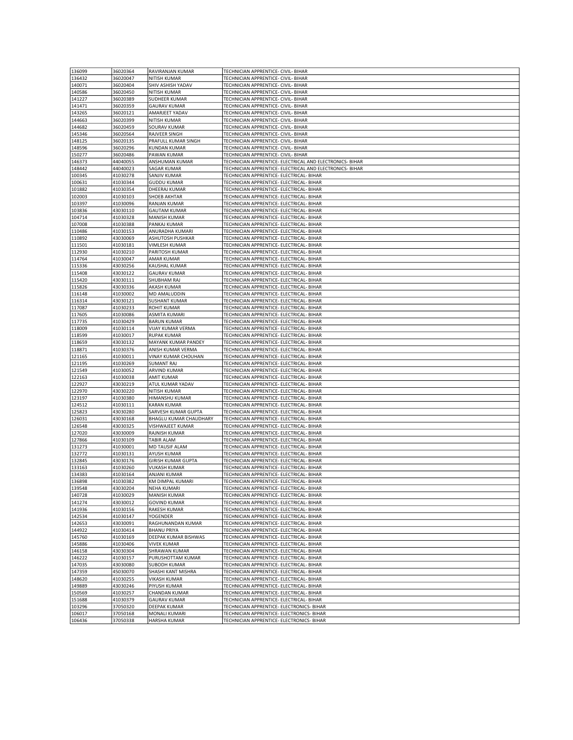| | | | |
|---|---|---|---|
| 136099 | 36020364 | RAVIRANJAN KUMAR | TECHNICIAN APPRENTICE- CIVIL- BIHAR |
| 136432 | 36020047 | NITISH KUMAR | TECHNICIAN APPRENTICE- CIVIL- BIHAR |
| 140071 | 36020404 | SHIV ASHISH YADAV | TECHNICIAN APPRENTICE- CIVIL- BIHAR |
| 140586 | 36020450 | NITISH KUMAR | TECHNICIAN APPRENTICE- CIVIL- BIHAR |
| 141227 | 36020389 | SUDHEER KUMAR | TECHNICIAN APPRENTICE- CIVIL- BIHAR |
| 141471 | 36020359 | GAURAV KUMAR | TECHNICIAN APPRENTICE- CIVIL- BIHAR |
| 143265 | 36020121 | AMARJEET YADAV | TECHNICIAN APPRENTICE- CIVIL- BIHAR |
| 144663 | 36020399 | NITISH KUMAR | TECHNICIAN APPRENTICE- CIVIL- BIHAR |
| 144682 | 36020459 | SOURAV KUMAR | TECHNICIAN APPRENTICE- CIVIL- BIHAR |
| 145346 | 36020564 | RAJVEER SINGH | TECHNICIAN APPRENTICE- CIVIL- BIHAR |
| 148125 | 36020135 | PRAFULL KUMAR SINGH | TECHNICIAN APPRENTICE- CIVIL- BIHAR |
| 148596 | 36020296 | KUNDAN KUMAR | TECHNICIAN APPRENTICE- CIVIL- BIHAR |
| 150277 | 36020486 | PAWAN KUMAR | TECHNICIAN APPRENTICE- CIVIL- BIHAR |
| 146373 | 44040055 | ANSHUMAN KUMAR | TECHNICIAN APPRENTICE- ELECTRICAL AND ELECTRONICS- BIHAR |
| 148442 | 44040023 | SAGAR KUMAR | TECHNICIAN APPRENTICE- ELECTRICAL AND ELECTRONICS- BIHAR |
| 100345 | 41030278 | SANJIV KUMAR | TECHNICIAN APPRENTICE- ELECTRICAL- BIHAR |
| 100631 | 41030344 | GUDDU KUMAR | TECHNICIAN APPRENTICE- ELECTRICAL- BIHAR |
| 101882 | 41030354 | DHEERAJ KUMAR | TECHNICIAN APPRENTICE- ELECTRICAL- BIHAR |
| 102003 | 41030103 | SHOEB AKHTAR | TECHNICIAN APPRENTICE- ELECTRICAL- BIHAR |
| 103397 | 41030096 | RANJAN KUMAR | TECHNICIAN APPRENTICE- ELECTRICAL- BIHAR |
| 103836 | 43030110 | GAUTAM KUMAR | TECHNICIAN APPRENTICE- ELECTRICAL- BIHAR |
| 104714 | 41030328 | MANISH KUMAR | TECHNICIAN APPRENTICE- ELECTRICAL- BIHAR |
| 107008 | 41030388 | PANKAJ KUMAR | TECHNICIAN APPRENTICE- ELECTRICAL- BIHAR |
| 110486 | 41030153 | ANURADHA KUMARI | TECHNICIAN APPRENTICE- ELECTRICAL- BIHAR |
| 110892 | 43030069 | ASHUTOSH PUSHKAR | TECHNICIAN APPRENTICE- ELECTRICAL- BIHAR |
| 111501 | 41030181 | VIMLESH KUMAR | TECHNICIAN APPRENTICE- ELECTRICAL- BIHAR |
| 112930 | 41030210 | PARITOSH KUMAR | TECHNICIAN APPRENTICE- ELECTRICAL- BIHAR |
| 114764 | 41030047 | AMAR KUMAR | TECHNICIAN APPRENTICE- ELECTRICAL- BIHAR |
| 115336 | 43030256 | KAUSHAL KUMAR | TECHNICIAN APPRENTICE- ELECTRICAL- BIHAR |
| 115408 | 43030122 | GAURAV KUMAR | TECHNICIAN APPRENTICE- ELECTRICAL- BIHAR |
| 115420 | 43030111 | SHUBHAM RAJ | TECHNICIAN APPRENTICE- ELECTRICAL- BIHAR |
| 115826 | 43030336 | AKASH KUMAR | TECHNICIAN APPRENTICE- ELECTRICAL- BIHAR |
| 116148 | 41030002 | MD AMALUDDIN | TECHNICIAN APPRENTICE- ELECTRICAL- BIHAR |
| 116314 | 43030121 | SUSHANT KUMAR | TECHNICIAN APPRENTICE- ELECTRICAL- BIHAR |
| 117087 | 41030233 | ROHIT KUMAR | TECHNICIAN APPRENTICE- ELECTRICAL- BIHAR |
| 117605 | 41030086 | ASMITA KUMARI | TECHNICIAN APPRENTICE- ELECTRICAL- BIHAR |
| 117735 | 41030429 | BARUN KUMAR | TECHNICIAN APPRENTICE- ELECTRICAL- BIHAR |
| 118009 | 41030114 | VIJAY KUMAR VERMA | TECHNICIAN APPRENTICE- ELECTRICAL- BIHAR |
| 118599 | 41030017 | RUPAK KUMAR | TECHNICIAN APPRENTICE- ELECTRICAL- BIHAR |
| 118659 | 43030132 | MAYANK KUMAR PANDEY | TECHNICIAN APPRENTICE- ELECTRICAL- BIHAR |
| 118871 | 41030376 | ANISH KUMAR VERMA | TECHNICIAN APPRENTICE- ELECTRICAL- BIHAR |
| 121165 | 41030011 | VINAY KUMAR CHOUHAN | TECHNICIAN APPRENTICE- ELECTRICAL- BIHAR |
| 121195 | 41030269 | SUMANT RAJ | TECHNICIAN APPRENTICE- ELECTRICAL- BIHAR |
| 121549 | 41030052 | ARVIND KUMAR | TECHNICIAN APPRENTICE- ELECTRICAL- BIHAR |
| 122163 | 41030038 | AMIT KUMAR | TECHNICIAN APPRENTICE- ELECTRICAL- BIHAR |
| 122927 | 43030219 | ATUL KUMAR YADAV | TECHNICIAN APPRENTICE- ELECTRICAL- BIHAR |
| 122970 | 43030220 | NITISH KUMAR | TECHNICIAN APPRENTICE- ELECTRICAL- BIHAR |
| 123197 | 41030380 | HIMANSHU KUMAR | TECHNICIAN APPRENTICE- ELECTRICAL- BIHAR |
| 124512 | 41030111 | KARAN KUMAR | TECHNICIAN APPRENTICE- ELECTRICAL- BIHAR |
| 125823 | 43030280 | SARVESH KUMAR GUPTA | TECHNICIAN APPRENTICE- ELECTRICAL- BIHAR |
| 126031 | 43030168 | BHAGLU KUMAR CHAUDHARY | TECHNICIAN APPRENTICE- ELECTRICAL- BIHAR |
| 126548 | 43030325 | VISHWAJEET KUMAR | TECHNICIAN APPRENTICE- ELECTRICAL- BIHAR |
| 127020 | 43030009 | RAJNISH KUMAR | TECHNICIAN APPRENTICE- ELECTRICAL- BIHAR |
| 127866 | 41030109 | TABIR ALAM | TECHNICIAN APPRENTICE- ELECTRICAL- BIHAR |
| 131273 | 41030001 | MD TAUSIF ALAM | TECHNICIAN APPRENTICE- ELECTRICAL- BIHAR |
| 132772 | 41030131 | AYUSH KUMAR | TECHNICIAN APPRENTICE- ELECTRICAL- BIHAR |
| 132845 | 43030176 | GIRISH KUMAR GUPTA | TECHNICIAN APPRENTICE- ELECTRICAL- BIHAR |
| 133163 | 41030260 | VUKASH KUMAR | TECHNICIAN APPRENTICE- ELECTRICAL- BIHAR |
| 134383 | 41030164 | ANJANI KUMAR | TECHNICIAN APPRENTICE- ELECTRICAL- BIHAR |
| 136898 | 41030382 | KM DIMPAL KUMARI | TECHNICIAN APPRENTICE- ELECTRICAL- BIHAR |
| 139548 | 43030204 | NEHA KUMARI | TECHNICIAN APPRENTICE- ELECTRICAL- BIHAR |
| 140728 | 41030029 | MANISH KUMAR | TECHNICIAN APPRENTICE- ELECTRICAL- BIHAR |
| 141274 | 43030012 | GOVIND KUMAR | TECHNICIAN APPRENTICE- ELECTRICAL- BIHAR |
| 141936 | 41030156 | RAKESH KUMAR | TECHNICIAN APPRENTICE- ELECTRICAL- BIHAR |
| 142534 | 41030147 | YOGENDER | TECHNICIAN APPRENTICE- ELECTRICAL- BIHAR |
| 142653 | 43030091 | RAGHUNANDAN KUMAR | TECHNICIAN APPRENTICE- ELECTRICAL- BIHAR |
| 144922 | 41030414 | BHANU PRIYA | TECHNICIAN APPRENTICE- ELECTRICAL- BIHAR |
| 145760 | 41030169 | DEEPAK KUMAR BISHWAS | TECHNICIAN APPRENTICE- ELECTRICAL- BIHAR |
| 145886 | 41030406 | VIVEK KUMAR | TECHNICIAN APPRENTICE- ELECTRICAL- BIHAR |
| 146158 | 43030304 | SHRAWAN KUMAR | TECHNICIAN APPRENTICE- ELECTRICAL- BIHAR |
| 146222 | 41030157 | PURUSHOTTAM KUMAR | TECHNICIAN APPRENTICE- ELECTRICAL- BIHAR |
| 147035 | 43030080 | SUBODH KUMAR | TECHNICIAN APPRENTICE- ELECTRICAL- BIHAR |
| 147359 | 45030070 | SHASHI KANT MISHRA | TECHNICIAN APPRENTICE- ELECTRICAL- BIHAR |
| 148620 | 41030255 | VIKASH KUMAR | TECHNICIAN APPRENTICE- ELECTRICAL- BIHAR |
| 149889 | 43030246 | PIYUSH KUMAR | TECHNICIAN APPRENTICE- ELECTRICAL- BIHAR |
| 150569 | 41030257 | CHANDAN KUMAR | TECHNICIAN APPRENTICE- ELECTRICAL- BIHAR |
| 151688 | 41030379 | GAURAV KUMAR | TECHNICIAN APPRENTICE- ELECTRICAL- BIHAR |
| 103296 | 37050320 | DEEPAK KUMAR | TECHNICIAN APPRENTICE- ELECTRONICS- BIHAR |
| 106017 | 37050168 | MONALI KUMARI | TECHNICIAN APPRENTICE- ELECTRONICS- BIHAR |
| 106436 | 37050338 | HARSHA KUMAR | TECHNICIAN APPRENTICE- ELECTRONICS- BIHAR |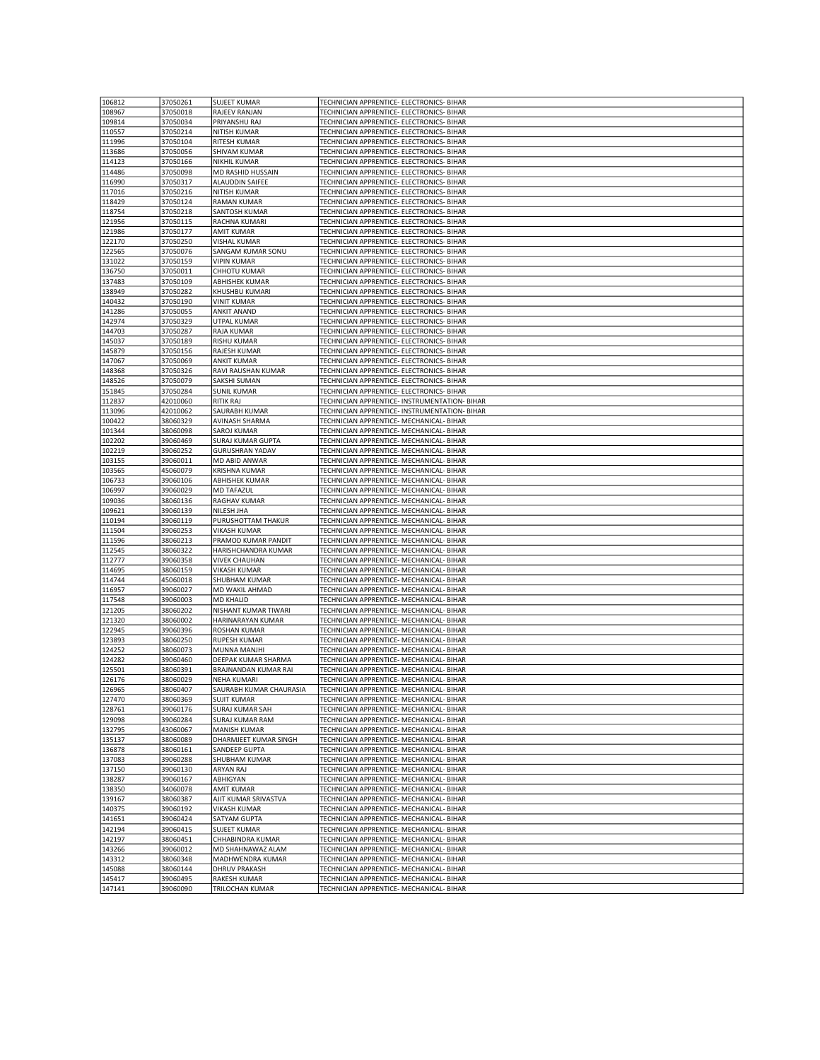| 106812 | 37050261 | SUJEET KUMAR | TECHNICIAN APPRENTICE- ELECTRONICS- BIHAR |
|---|---|---|---|
| 108967 | 37050018 | RAJEEV RANJAN | TECHNICIAN APPRENTICE- ELECTRONICS- BIHAR |
| 109814 | 37050034 | PRIYANSHU RAJ | TECHNICIAN APPRENTICE- ELECTRONICS- BIHAR |
| 110557 | 37050214 | NITISH KUMAR | TECHNICIAN APPRENTICE- ELECTRONICS- BIHAR |
| 111996 | 37050104 | RITESH KUMAR | TECHNICIAN APPRENTICE- ELECTRONICS- BIHAR |
| 113686 | 37050056 | SHIVAM KUMAR | TECHNICIAN APPRENTICE- ELECTRONICS- BIHAR |
| 114123 | 37050166 | NIKHIL KUMAR | TECHNICIAN APPRENTICE- ELECTRONICS- BIHAR |
| 114486 | 37050098 | MD RASHID HUSSAIN | TECHNICIAN APPRENTICE- ELECTRONICS- BIHAR |
| 116990 | 37050317 | ALAUDDIN SAIFEE | TECHNICIAN APPRENTICE- ELECTRONICS- BIHAR |
| 117016 | 37050216 | NITISH KUMAR | TECHNICIAN APPRENTICE- ELECTRONICS- BIHAR |
| 118429 | 37050124 | RAMAN KUMAR | TECHNICIAN APPRENTICE- ELECTRONICS- BIHAR |
| 118754 | 37050218 | SANTOSH KUMAR | TECHNICIAN APPRENTICE- ELECTRONICS- BIHAR |
| 121956 | 37050115 | RACHNA KUMARI | TECHNICIAN APPRENTICE- ELECTRONICS- BIHAR |
| 121986 | 37050177 | AMIT KUMAR | TECHNICIAN APPRENTICE- ELECTRONICS- BIHAR |
| 122170 | 37050250 | VISHAL KUMAR | TECHNICIAN APPRENTICE- ELECTRONICS- BIHAR |
| 122565 | 37050076 | SANGAM KUMAR SONU | TECHNICIAN APPRENTICE- ELECTRONICS- BIHAR |
| 131022 | 37050159 | VIPIN KUMAR | TECHNICIAN APPRENTICE- ELECTRONICS- BIHAR |
| 136750 | 37050011 | CHHOTU KUMAR | TECHNICIAN APPRENTICE- ELECTRONICS- BIHAR |
| 137483 | 37050109 | ABHISHEK KUMAR | TECHNICIAN APPRENTICE- ELECTRONICS- BIHAR |
| 138949 | 37050282 | KHUSHBU KUMARI | TECHNICIAN APPRENTICE- ELECTRONICS- BIHAR |
| 140432 | 37050190 | VINIT KUMAR | TECHNICIAN APPRENTICE- ELECTRONICS- BIHAR |
| 141286 | 37050055 | ANKIT ANAND | TECHNICIAN APPRENTICE- ELECTRONICS- BIHAR |
| 142974 | 37050329 | UTPAL KUMAR | TECHNICIAN APPRENTICE- ELECTRONICS- BIHAR |
| 144703 | 37050287 | RAJA KUMAR | TECHNICIAN APPRENTICE- ELECTRONICS- BIHAR |
| 145037 | 37050189 | RISHU KUMAR | TECHNICIAN APPRENTICE- ELECTRONICS- BIHAR |
| 145879 | 37050156 | RAJESH KUMAR | TECHNICIAN APPRENTICE- ELECTRONICS- BIHAR |
| 147067 | 37050069 | ANKIT KUMAR | TECHNICIAN APPRENTICE- ELECTRONICS- BIHAR |
| 148368 | 37050326 | RAVI RAUSHAN KUMAR | TECHNICIAN APPRENTICE- ELECTRONICS- BIHAR |
| 148526 | 37050079 | SAKSHI SUMAN | TECHNICIAN APPRENTICE- ELECTRONICS- BIHAR |
| 151845 | 37050284 | SUNIL KUMAR | TECHNICIAN APPRENTICE- ELECTRONICS- BIHAR |
| 112837 | 42010060 | RITIK RAJ | TECHNICIAN APPRENTICE- INSTRUMENTATION- BIHAR |
| 113096 | 42010062 | SAURABH KUMAR | TECHNICIAN APPRENTICE- INSTRUMENTATION- BIHAR |
| 100422 | 38060329 | AVINASH SHARMA | TECHNICIAN APPRENTICE- MECHANICAL- BIHAR |
| 101344 | 38060098 | SAROJ KUMAR | TECHNICIAN APPRENTICE- MECHANICAL- BIHAR |
| 102202 | 39060469 | SURAJ KUMAR GUPTA | TECHNICIAN APPRENTICE- MECHANICAL- BIHAR |
| 102219 | 39060252 | GURUSHRAN YADAV | TECHNICIAN APPRENTICE- MECHANICAL- BIHAR |
| 103155 | 39060011 | MD ABID ANWAR | TECHNICIAN APPRENTICE- MECHANICAL- BIHAR |
| 103565 | 45060079 | KRISHNA KUMAR | TECHNICIAN APPRENTICE- MECHANICAL- BIHAR |
| 106733 | 39060106 | ABHISHEK KUMAR | TECHNICIAN APPRENTICE- MECHANICAL- BIHAR |
| 106997 | 39060029 | MD TAFAZUL | TECHNICIAN APPRENTICE- MECHANICAL- BIHAR |
| 109036 | 38060136 | RAGHAV KUMAR | TECHNICIAN APPRENTICE- MECHANICAL- BIHAR |
| 109621 | 39060139 | NILESH JHA | TECHNICIAN APPRENTICE- MECHANICAL- BIHAR |
| 110194 | 39060119 | PURUSHOTTAM THAKUR | TECHNICIAN APPRENTICE- MECHANICAL- BIHAR |
| 111504 | 39060253 | VIKASH KUMAR | TECHNICIAN APPRENTICE- MECHANICAL- BIHAR |
| 111596 | 38060213 | PRAMOD KUMAR PANDIT | TECHNICIAN APPRENTICE- MECHANICAL- BIHAR |
| 112545 | 38060322 | HARISHCHANDRA KUMAR | TECHNICIAN APPRENTICE- MECHANICAL- BIHAR |
| 112777 | 39060358 | VIVEK CHAUHAN | TECHNICIAN APPRENTICE- MECHANICAL- BIHAR |
| 114695 | 38060159 | VIKASH KUMAR | TECHNICIAN APPRENTICE- MECHANICAL- BIHAR |
| 114744 | 45060018 | SHUBHAM KUMAR | TECHNICIAN APPRENTICE- MECHANICAL- BIHAR |
| 116957 | 39060027 | MD WAKIL AHMAD | TECHNICIAN APPRENTICE- MECHANICAL- BIHAR |
| 117548 | 39060003 | MD KHALID | TECHNICIAN APPRENTICE- MECHANICAL- BIHAR |
| 121205 | 38060202 | NISHANT KUMAR TIWARI | TECHNICIAN APPRENTICE- MECHANICAL- BIHAR |
| 121320 | 38060002 | HARINARAYAN KUMAR | TECHNICIAN APPRENTICE- MECHANICAL- BIHAR |
| 122945 | 39060396 | ROSHAN KUMAR | TECHNICIAN APPRENTICE- MECHANICAL- BIHAR |
| 123893 | 38060250 | RUPESH KUMAR | TECHNICIAN APPRENTICE- MECHANICAL- BIHAR |
| 124252 | 38060073 | MUNNA MANJHI | TECHNICIAN APPRENTICE- MECHANICAL- BIHAR |
| 124282 | 39060460 | DEEPAK KUMAR SHARMA | TECHNICIAN APPRENTICE- MECHANICAL- BIHAR |
| 125501 | 38060391 | BRAJNANDAN KUMAR RAI | TECHNICIAN APPRENTICE- MECHANICAL- BIHAR |
| 126176 | 38060029 | NEHA KUMARI | TECHNICIAN APPRENTICE- MECHANICAL- BIHAR |
| 126965 | 38060407 | SAURABH KUMAR CHAURASIA | TECHNICIAN APPRENTICE- MECHANICAL- BIHAR |
| 127470 | 38060369 | SUJIT KUMAR | TECHNICIAN APPRENTICE- MECHANICAL- BIHAR |
| 128761 | 39060176 | SURAJ KUMAR SAH | TECHNICIAN APPRENTICE- MECHANICAL- BIHAR |
| 129098 | 39060284 | SURAJ KUMAR RAM | TECHNICIAN APPRENTICE- MECHANICAL- BIHAR |
| 132795 | 43060067 | MANISH KUMAR | TECHNICIAN APPRENTICE- MECHANICAL- BIHAR |
| 135137 | 38060089 | DHARMJEET KUMAR SINGH | TECHNICIAN APPRENTICE- MECHANICAL- BIHAR |
| 136878 | 38060161 | SANDEEP GUPTA | TECHNICIAN APPRENTICE- MECHANICAL- BIHAR |
| 137083 | 39060288 | SHUBHAM KUMAR | TECHNICIAN APPRENTICE- MECHANICAL- BIHAR |
| 137150 | 39060130 | ARYAN RAJ | TECHNICIAN APPRENTICE- MECHANICAL- BIHAR |
| 138287 | 39060167 | ABHIGYAN | TECHNICIAN APPRENTICE- MECHANICAL- BIHAR |
| 138350 | 34060078 | AMIT KUMAR | TECHNICIAN APPRENTICE- MECHANICAL- BIHAR |
| 139167 | 38060387 | AJIT KUMAR SRIVASTVA | TECHNICIAN APPRENTICE- MECHANICAL- BIHAR |
| 140375 | 39060192 | VIKASH KUMAR | TECHNICIAN APPRENTICE- MECHANICAL- BIHAR |
| 141651 | 39060424 | SATYAM GUPTA | TECHNICIAN APPRENTICE- MECHANICAL- BIHAR |
| 142194 | 39060415 | SUJEET KUMAR | TECHNICIAN APPRENTICE- MECHANICAL- BIHAR |
| 142197 | 38060451 | CHHABINDRA KUMAR | TECHNICIAN APPRENTICE- MECHANICAL- BIHAR |
| 143266 | 39060012 | MD SHAHNAWAZ ALAM | TECHNICIAN APPRENTICE- MECHANICAL- BIHAR |
| 143312 | 38060348 | MADHWENDRA KUMAR | TECHNICIAN APPRENTICE- MECHANICAL- BIHAR |
| 145088 | 38060144 | DHRUV PRAKASH | TECHNICIAN APPRENTICE- MECHANICAL- BIHAR |
| 145417 | 39060495 | RAKESH KUMAR | TECHNICIAN APPRENTICE- MECHANICAL- BIHAR |
| 147141 | 39060090 | TRILOCHAN KUMAR | TECHNICIAN APPRENTICE- MECHANICAL- BIHAR |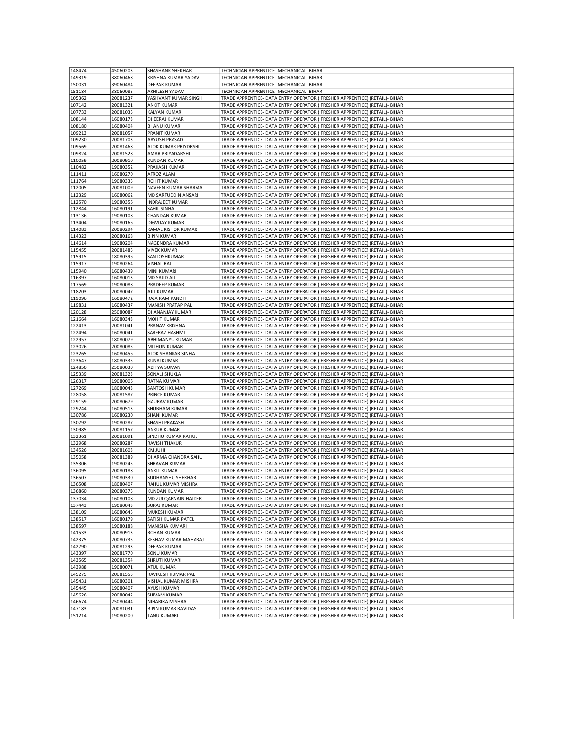| | | | |
|---|---|---|---|
| 148474 | 45060203 | SHASHANK SHEKHAR | TECHNICIAN APPRENTICE- MECHANICAL- BIHAR |
| 149319 | 38060468 | KRISHNA KUMAR YADAV | TECHNICIAN APPRENTICE- MECHANICAL- BIHAR |
| 150031 | 39060484 | DEEPAK KUMAR | TECHNICIAN APPRENTICE- MECHANICAL- BIHAR |
| 151184 | 38060085 | AKHILESH YADAV | TECHNICIAN APPRENTICE- MECHANICAL- BIHAR |
| 105362 | 20081237 | YASHVANT KUMAR SINGH | TRADE APPRENTICE- DATA ENTRY OPERATOR ( FRESHER APPRENTICE) (RETAIL)- BIHAR |
| 107142 | 20081321 | ANKIT KUMAR | TRADE APPRENTICE- DATA ENTRY OPERATOR ( FRESHER APPRENTICE) (RETAIL)- BIHAR |
| 107733 | 20081035 | KALYAN KUMAR | TRADE APPRENTICE- DATA ENTRY OPERATOR ( FRESHER APPRENTICE) (RETAIL)- BIHAR |
| 108144 | 16080173 | DHEERAJ KUMAR | TRADE APPRENTICE- DATA ENTRY OPERATOR ( FRESHER APPRENTICE) (RETAIL)- BIHAR |
| 108180 | 16080404 | BHANU KUMAR | TRADE APPRENTICE- DATA ENTRY OPERATOR ( FRESHER APPRENTICE) (RETAIL)- BIHAR |
| 109213 | 20081057 | PRANIT KUMAR | TRADE APPRENTICE- DATA ENTRY OPERATOR ( FRESHER APPRENTICE) (RETAIL)- BIHAR |
| 109230 | 20081703 | AAYUSH PRASAD | TRADE APPRENTICE- DATA ENTRY OPERATOR ( FRESHER APPRENTICE) (RETAIL)- BIHAR |
| 109569 | 20081468 | ALOK KUMAR PRIYDRSHI | TRADE APPRENTICE- DATA ENTRY OPERATOR ( FRESHER APPRENTICE) (RETAIL)- BIHAR |
| 109824 | 20081528 | AMAR PRIYADARSHI | TRADE APPRENTICE- DATA ENTRY OPERATOR ( FRESHER APPRENTICE) (RETAIL)- BIHAR |
| 110059 | 20080910 | KUNDAN KUMAR | TRADE APPRENTICE- DATA ENTRY OPERATOR ( FRESHER APPRENTICE) (RETAIL)- BIHAR |
| 110482 | 19080352 | PRAKASH KUMAR | TRADE APPRENTICE- DATA ENTRY OPERATOR ( FRESHER APPRENTICE) (RETAIL)- BIHAR |
| 111411 | 16080270 | AFROZ ALAM | TRADE APPRENTICE- DATA ENTRY OPERATOR ( FRESHER APPRENTICE) (RETAIL)- BIHAR |
| 111764 | 19080335 | ROHIT KUMAR | TRADE APPRENTICE- DATA ENTRY OPERATOR ( FRESHER APPRENTICE) (RETAIL)- BIHAR |
| 112005 | 20081009 | NAVEEN KUMAR SHARMA | TRADE APPRENTICE- DATA ENTRY OPERATOR ( FRESHER APPRENTICE) (RETAIL)- BIHAR |
| 112329 | 16080062 | MD SARFUDDIN ANSARI | TRADE APPRENTICE- DATA ENTRY OPERATOR ( FRESHER APPRENTICE) (RETAIL)- BIHAR |
| 112570 | 19080356 | INDRAJEET KUMAR | TRADE APPRENTICE- DATA ENTRY OPERATOR ( FRESHER APPRENTICE) (RETAIL)- BIHAR |
| 112844 | 16080191 | SAHIL SINHA | TRADE APPRENTICE- DATA ENTRY OPERATOR ( FRESHER APPRENTICE) (RETAIL)- BIHAR |
| 113136 | 19080108 | CHANDAN KUMAR | TRADE APPRENTICE- DATA ENTRY OPERATOR ( FRESHER APPRENTICE) (RETAIL)- BIHAR |
| 113404 | 19080166 | DIGVIJAY KUMAR | TRADE APPRENTICE- DATA ENTRY OPERATOR ( FRESHER APPRENTICE) (RETAIL)- BIHAR |
| 114083 | 20080294 | KAMAL KISHOR KUMAR | TRADE APPRENTICE- DATA ENTRY OPERATOR ( FRESHER APPRENTICE) (RETAIL)- BIHAR |
| 114323 | 20080168 | BIPIN KUMAR | TRADE APPRENTICE- DATA ENTRY OPERATOR ( FRESHER APPRENTICE) (RETAIL)- BIHAR |
| 114614 | 19080204 | NAGENDRA KUMAR | TRADE APPRENTICE- DATA ENTRY OPERATOR ( FRESHER APPRENTICE) (RETAIL)- BIHAR |
| 115455 | 20081485 | VIVEK KUMAR | TRADE APPRENTICE- DATA ENTRY OPERATOR ( FRESHER APPRENTICE) (RETAIL)- BIHAR |
| 115915 | 18080396 | SANTOSHKUMAR | TRADE APPRENTICE- DATA ENTRY OPERATOR ( FRESHER APPRENTICE) (RETAIL)- BIHAR |
| 115917 | 19080264 | VISHAL RAJ | TRADE APPRENTICE- DATA ENTRY OPERATOR ( FRESHER APPRENTICE) (RETAIL)- BIHAR |
| 115940 | 16080439 | MINI KUMARI | TRADE APPRENTICE- DATA ENTRY OPERATOR ( FRESHER APPRENTICE) (RETAIL)- BIHAR |
| 116397 | 16080013 | MD SAJID ALI | TRADE APPRENTICE- DATA ENTRY OPERATOR ( FRESHER APPRENTICE) (RETAIL)- BIHAR |
| 117569 | 19080088 | PRADEEP KUMAR | TRADE APPRENTICE- DATA ENTRY OPERATOR ( FRESHER APPRENTICE) (RETAIL)- BIHAR |
| 118203 | 20080047 | AJIT KUMAR | TRADE APPRENTICE- DATA ENTRY OPERATOR ( FRESHER APPRENTICE) (RETAIL)- BIHAR |
| 119096 | 16080472 | RAJA RAM PANDIT | TRADE APPRENTICE- DATA ENTRY OPERATOR ( FRESHER APPRENTICE) (RETAIL)- BIHAR |
| 119831 | 16080437 | MANISH PRATAP PAL | TRADE APPRENTICE- DATA ENTRY OPERATOR ( FRESHER APPRENTICE) (RETAIL)- BIHAR |
| 120128 | 25080087 | DHANANJAY KUMAR | TRADE APPRENTICE- DATA ENTRY OPERATOR ( FRESHER APPRENTICE) (RETAIL)- BIHAR |
| 121664 | 16080343 | MOHIT KUMAR | TRADE APPRENTICE- DATA ENTRY OPERATOR ( FRESHER APPRENTICE) (RETAIL)- BIHAR |
| 122413 | 20081041 | PRANAV KRISHNA | TRADE APPRENTICE- DATA ENTRY OPERATOR ( FRESHER APPRENTICE) (RETAIL)- BIHAR |
| 122494 | 16080041 | SARFRAZ HASHMI | TRADE APPRENTICE- DATA ENTRY OPERATOR ( FRESHER APPRENTICE) (RETAIL)- BIHAR |
| 122957 | 18080079 | ABHIMANYU KUMAR | TRADE APPRENTICE- DATA ENTRY OPERATOR ( FRESHER APPRENTICE) (RETAIL)- BIHAR |
| 123026 | 20080085 | MITHUN KUMAR | TRADE APPRENTICE- DATA ENTRY OPERATOR ( FRESHER APPRENTICE) (RETAIL)- BIHAR |
| 123265 | 16080456 | ALOK SHANKAR SINHA | TRADE APPRENTICE- DATA ENTRY OPERATOR ( FRESHER APPRENTICE) (RETAIL)- BIHAR |
| 123647 | 18080335 | KUNALKUMAR | TRADE APPRENTICE- DATA ENTRY OPERATOR ( FRESHER APPRENTICE) (RETAIL)- BIHAR |
| 124850 | 25080030 | ADITYA SUMAN | TRADE APPRENTICE- DATA ENTRY OPERATOR ( FRESHER APPRENTICE) (RETAIL)- BIHAR |
| 125339 | 20081323 | SONALI SHUKLA | TRADE APPRENTICE- DATA ENTRY OPERATOR ( FRESHER APPRENTICE) (RETAIL)- BIHAR |
| 126317 | 19080006 | RATNA KUMARI | TRADE APPRENTICE- DATA ENTRY OPERATOR ( FRESHER APPRENTICE) (RETAIL)- BIHAR |
| 127269 | 18080043 | SANTOSH KUMAR | TRADE APPRENTICE- DATA ENTRY OPERATOR ( FRESHER APPRENTICE) (RETAIL)- BIHAR |
| 128058 | 20081587 | PRINCE KUMAR | TRADE APPRENTICE- DATA ENTRY OPERATOR ( FRESHER APPRENTICE) (RETAIL)- BIHAR |
| 129159 | 20080679 | GAURAV KUMAR | TRADE APPRENTICE- DATA ENTRY OPERATOR ( FRESHER APPRENTICE) (RETAIL)- BIHAR |
| 129244 | 16080513 | SHUBHAM KUMAR | TRADE APPRENTICE- DATA ENTRY OPERATOR ( FRESHER APPRENTICE) (RETAIL)- BIHAR |
| 130786 | 16080230 | SHANI KUMAR | TRADE APPRENTICE- DATA ENTRY OPERATOR ( FRESHER APPRENTICE) (RETAIL)- BIHAR |
| 130792 | 19080287 | SHASHI PRAKASH | TRADE APPRENTICE- DATA ENTRY OPERATOR ( FRESHER APPRENTICE) (RETAIL)- BIHAR |
| 130985 | 20081157 | ANKUR KUMAR | TRADE APPRENTICE- DATA ENTRY OPERATOR ( FRESHER APPRENTICE) (RETAIL)- BIHAR |
| 132361 | 20081091 | SINDHU KUMAR RAHUL | TRADE APPRENTICE- DATA ENTRY OPERATOR ( FRESHER APPRENTICE) (RETAIL)- BIHAR |
| 132968 | 20080287 | RAVISH THAKUR | TRADE APPRENTICE- DATA ENTRY OPERATOR ( FRESHER APPRENTICE) (RETAIL)- BIHAR |
| 134526 | 20081603 | KM JUHI | TRADE APPRENTICE- DATA ENTRY OPERATOR ( FRESHER APPRENTICE) (RETAIL)- BIHAR |
| 135058 | 20081389 | DHARMA CHANDRA SAHU | TRADE APPRENTICE- DATA ENTRY OPERATOR ( FRESHER APPRENTICE) (RETAIL)- BIHAR |
| 135306 | 19080245 | SHRAVAN KUMAR | TRADE APPRENTICE- DATA ENTRY OPERATOR ( FRESHER APPRENTICE) (RETAIL)- BIHAR |
| 136095 | 20080188 | ANKIT KUMAR | TRADE APPRENTICE- DATA ENTRY OPERATOR ( FRESHER APPRENTICE) (RETAIL)- BIHAR |
| 136507 | 19080330 | SUDHANSHU SHEKHAR | TRADE APPRENTICE- DATA ENTRY OPERATOR ( FRESHER APPRENTICE) (RETAIL)- BIHAR |
| 136508 | 18080407 | RAHUL KUMAR MISHRA | TRADE APPRENTICE- DATA ENTRY OPERATOR ( FRESHER APPRENTICE) (RETAIL)- BIHAR |
| 136860 | 20080375 | KUNDAN KUMAR | TRADE APPRENTICE- DATA ENTRY OPERATOR ( FRESHER APPRENTICE) (RETAIL)- BIHAR |
| 137034 | 16080108 | MD ZULQARNAIN HAIDER | TRADE APPRENTICE- DATA ENTRY OPERATOR ( FRESHER APPRENTICE) (RETAIL)- BIHAR |
| 137443 | 19080043 | SURAJ KUMAR | TRADE APPRENTICE- DATA ENTRY OPERATOR ( FRESHER APPRENTICE) (RETAIL)- BIHAR |
| 138109 | 16080645 | MUKESH KUMAR | TRADE APPRENTICE- DATA ENTRY OPERATOR ( FRESHER APPRENTICE) (RETAIL)- BIHAR |
| 138517 | 16080179 | SATISH KUMAR PATEL | TRADE APPRENTICE- DATA ENTRY OPERATOR ( FRESHER APPRENTICE) (RETAIL)- BIHAR |
| 138597 | 19080188 | MANISHA KUMARI | TRADE APPRENTICE- DATA ENTRY OPERATOR ( FRESHER APPRENTICE) (RETAIL)- BIHAR |
| 141533 | 20080913 | ROHAN KUMAR | TRADE APPRENTICE- DATA ENTRY OPERATOR ( FRESHER APPRENTICE) (RETAIL)- BIHAR |
| 142375 | 20080735 | KESHAV KUMAR MAHARAJ | TRADE APPRENTICE- DATA ENTRY OPERATOR ( FRESHER APPRENTICE) (RETAIL)- BIHAR |
| 142790 | 20081293 | DEEPAK KUMAR | TRADE APPRENTICE- DATA ENTRY OPERATOR ( FRESHER APPRENTICE) (RETAIL)- BIHAR |
| 143397 | 20081770 | SONU KUMAR | TRADE APPRENTICE- DATA ENTRY OPERATOR ( FRESHER APPRENTICE) (RETAIL)- BIHAR |
| 143565 | 20081354 | SHRUTI KUMARI | TRADE APPRENTICE- DATA ENTRY OPERATOR ( FRESHER APPRENTICE) (RETAIL)- BIHAR |
| 143988 | 19080071 | ATUL KUMAR | TRADE APPRENTICE- DATA ENTRY OPERATOR ( FRESHER APPRENTICE) (RETAIL)- BIHAR |
| 145275 | 20081555 | RAVIKESH KUMAR PAL | TRADE APPRENTICE- DATA ENTRY OPERATOR ( FRESHER APPRENTICE) (RETAIL)- BIHAR |
| 145431 | 16080301 | VISHAL KUMAR MISHRA | TRADE APPRENTICE- DATA ENTRY OPERATOR ( FRESHER APPRENTICE) (RETAIL)- BIHAR |
| 145445 | 19080407 | AYUSH KUMAR | TRADE APPRENTICE- DATA ENTRY OPERATOR ( FRESHER APPRENTICE) (RETAIL)- BIHAR |
| 145626 | 20080042 | SHIVAM KUMAR | TRADE APPRENTICE- DATA ENTRY OPERATOR ( FRESHER APPRENTICE) (RETAIL)- BIHAR |
| 146674 | 25080444 | NIHARIKA MISHRA | TRADE APPRENTICE- DATA ENTRY OPERATOR ( FRESHER APPRENTICE) (RETAIL)- BIHAR |
| 147183 | 20081031 | BIPIN KUMAR RAVIDAS | TRADE APPRENTICE- DATA ENTRY OPERATOR ( FRESHER APPRENTICE) (RETAIL)- BIHAR |
| 151214 | 19080200 | TANU KUMARI | TRADE APPRENTICE- DATA ENTRY OPERATOR ( FRESHER APPRENTICE) (RETAIL)- BIHAR |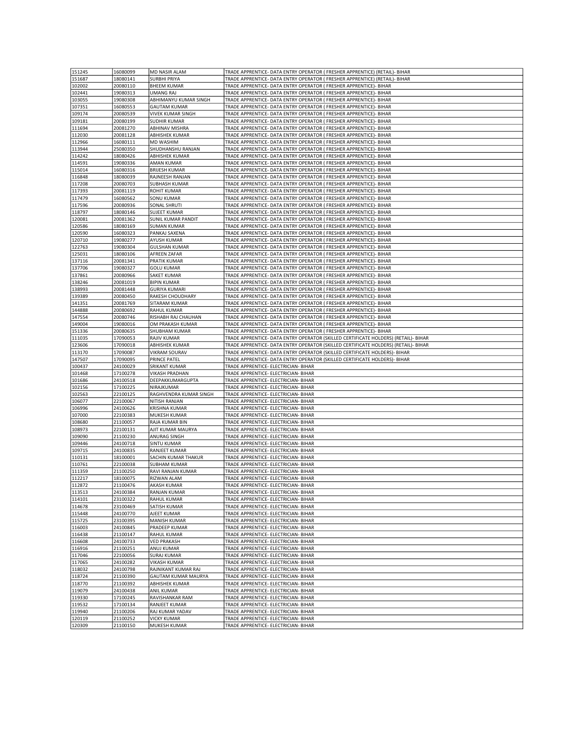| | | | |
|---|---|---|---|
| 151245 | 16080099 | MD NASIR ALAM | TRADE APPRENTICE- DATA ENTRY OPERATOR ( FRESHER APPRENTICE) (RETAIL)- BIHAR |
| 151687 | 18080141 | SURBHI PRIYA | TRADE APPRENTICE- DATA ENTRY OPERATOR ( FRESHER APPRENTICE) (RETAIL)- BIHAR |
| 102002 | 20080110 | BHEEM KUMAR | TRADE APPRENTICE- DATA ENTRY OPERATOR ( FRESHER APPRENTICE)- BIHAR |
| 102441 | 19080313 | UMANG RAJ | TRADE APPRENTICE- DATA ENTRY OPERATOR ( FRESHER APPRENTICE)- BIHAR |
| 103055 | 19080308 | ABHIMANYU KUMAR SINGH | TRADE APPRENTICE- DATA ENTRY OPERATOR ( FRESHER APPRENTICE)- BIHAR |
| 107351 | 16080553 | GAUTAM KUMAR | TRADE APPRENTICE- DATA ENTRY OPERATOR ( FRESHER APPRENTICE)- BIHAR |
| 109174 | 20080539 | VIVEK KUMAR SINGH | TRADE APPRENTICE- DATA ENTRY OPERATOR ( FRESHER APPRENTICE)- BIHAR |
| 109181 | 20080199 | SUDHIR KUMAR | TRADE APPRENTICE- DATA ENTRY OPERATOR ( FRESHER APPRENTICE)- BIHAR |
| 111694 | 20081270 | ABHINAV MISHRA | TRADE APPRENTICE- DATA ENTRY OPERATOR ( FRESHER APPRENTICE)- BIHAR |
| 112030 | 20081128 | ABHISHEK KUMAR | TRADE APPRENTICE- DATA ENTRY OPERATOR ( FRESHER APPRENTICE)- BIHAR |
| 112966 | 16080111 | MD WASHIM | TRADE APPRENTICE- DATA ENTRY OPERATOR ( FRESHER APPRENTICE)- BIHAR |
| 113944 | 25080350 | SHUDHANSHU RANJAN | TRADE APPRENTICE- DATA ENTRY OPERATOR ( FRESHER APPRENTICE)- BIHAR |
| 114242 | 18080426 | ABHISHEK KUMAR | TRADE APPRENTICE- DATA ENTRY OPERATOR ( FRESHER APPRENTICE)- BIHAR |
| 114591 | 19080336 | AMAN KUMAR | TRADE APPRENTICE- DATA ENTRY OPERATOR ( FRESHER APPRENTICE)- BIHAR |
| 115014 | 16080316 | BRIJESH KUMAR | TRADE APPRENTICE- DATA ENTRY OPERATOR ( FRESHER APPRENTICE)- BIHAR |
| 116848 | 18080039 | RAJNEESH RANJAN | TRADE APPRENTICE- DATA ENTRY OPERATOR ( FRESHER APPRENTICE)- BIHAR |
| 117208 | 20080703 | SUBHASH KUMAR | TRADE APPRENTICE- DATA ENTRY OPERATOR ( FRESHER APPRENTICE)- BIHAR |
| 117393 | 20081119 | ROHIT KUMAR | TRADE APPRENTICE- DATA ENTRY OPERATOR ( FRESHER APPRENTICE)- BIHAR |
| 117479 | 16080562 | SONU KUMAR | TRADE APPRENTICE- DATA ENTRY OPERATOR ( FRESHER APPRENTICE)- BIHAR |
| 117596 | 20080936 | SONAL SHRUTI | TRADE APPRENTICE- DATA ENTRY OPERATOR ( FRESHER APPRENTICE)- BIHAR |
| 118797 | 18080146 | SUJEET KUMAR | TRADE APPRENTICE- DATA ENTRY OPERATOR ( FRESHER APPRENTICE)- BIHAR |
| 120081 | 20081362 | SUNIL KUMAR PANDIT | TRADE APPRENTICE- DATA ENTRY OPERATOR ( FRESHER APPRENTICE)- BIHAR |
| 120586 | 18080169 | SUMAN KUMAR | TRADE APPRENTICE- DATA ENTRY OPERATOR ( FRESHER APPRENTICE)- BIHAR |
| 120590 | 16080323 | PANKAJ SAXENA | TRADE APPRENTICE- DATA ENTRY OPERATOR ( FRESHER APPRENTICE)- BIHAR |
| 120710 | 19080277 | AYUSH KUMAR | TRADE APPRENTICE- DATA ENTRY OPERATOR ( FRESHER APPRENTICE)- BIHAR |
| 122763 | 19080304 | GULSHAN KUMAR | TRADE APPRENTICE- DATA ENTRY OPERATOR ( FRESHER APPRENTICE)- BIHAR |
| 125031 | 18080106 | AFREEN ZAFAR | TRADE APPRENTICE- DATA ENTRY OPERATOR ( FRESHER APPRENTICE)- BIHAR |
| 137116 | 20081341 | PRATIK KUMAR | TRADE APPRENTICE- DATA ENTRY OPERATOR ( FRESHER APPRENTICE)- BIHAR |
| 137706 | 19080327 | GOLU KUMAR | TRADE APPRENTICE- DATA ENTRY OPERATOR ( FRESHER APPRENTICE)- BIHAR |
| 137861 | 20080966 | SAKET KUMAR | TRADE APPRENTICE- DATA ENTRY OPERATOR ( FRESHER APPRENTICE)- BIHAR |
| 138246 | 20081019 | BIPIN KUMAR | TRADE APPRENTICE- DATA ENTRY OPERATOR ( FRESHER APPRENTICE)- BIHAR |
| 138993 | 20081448 | GURIYA KUMARI | TRADE APPRENTICE- DATA ENTRY OPERATOR ( FRESHER APPRENTICE)- BIHAR |
| 139389 | 20080450 | RAKESH CHOUDHARY | TRADE APPRENTICE- DATA ENTRY OPERATOR ( FRESHER APPRENTICE)- BIHAR |
| 141351 | 20081769 | SITARAM KUMAR | TRADE APPRENTICE- DATA ENTRY OPERATOR ( FRESHER APPRENTICE)- BIHAR |
| 144888 | 20080692 | RAHUL KUMAR | TRADE APPRENTICE- DATA ENTRY OPERATOR ( FRESHER APPRENTICE)- BIHAR |
| 147554 | 20080746 | RISHABH RAJ CHAUHAN | TRADE APPRENTICE- DATA ENTRY OPERATOR ( FRESHER APPRENTICE)- BIHAR |
| 149004 | 19080016 | OM PRAKASH KUMAR | TRADE APPRENTICE- DATA ENTRY OPERATOR ( FRESHER APPRENTICE)- BIHAR |
| 151336 | 20080635 | SHUBHAM KUMAR | TRADE APPRENTICE- DATA ENTRY OPERATOR ( FRESHER APPRENTICE)- BIHAR |
| 111035 | 17090053 | RAJIV KUMAR | TRADE APPRENTICE- DATA ENTRY OPERATOR (SKILLED CERTIFICATE HOLDERS) (RETAIL)- BIHAR |
| 123606 | 17090018 | ABHISHEK KUMAR | TRADE APPRENTICE- DATA ENTRY OPERATOR (SKILLED CERTIFICATE HOLDERS) (RETAIL)- BIHAR |
| 113170 | 17090087 | VIKRAM SOURAV | TRADE APPRENTICE- DATA ENTRY OPERATOR (SKILLED CERTIFICATE HOLDERS)- BIHAR |
| 147507 | 17090095 | PRINCE PATEL | TRADE APPRENTICE- DATA ENTRY OPERATOR (SKILLED CERTIFICATE HOLDERS)- BIHAR |
| 100437 | 24100029 | SRIKANT KUMAR | TRADE APPRENTICE- ELECTRICIAN- BIHAR |
| 101468 | 17100278 | VIKASH PRADHAN | TRADE APPRENTICE- ELECTRICIAN- BIHAR |
| 101686 | 24100518 | DEEPAKKUMARGUPTA | TRADE APPRENTICE- ELECTRICIAN- BIHAR |
| 102156 | 17100225 | NIRAJKUMAR | TRADE APPRENTICE- ELECTRICIAN- BIHAR |
| 102563 | 22100125 | RAGHVENDRA KUMAR SINGH | TRADE APPRENTICE- ELECTRICIAN- BIHAR |
| 106077 | 22100067 | NITISH RANJAN | TRADE APPRENTICE- ELECTRICIAN- BIHAR |
| 106996 | 24100626 | KRISHNA KUMAR | TRADE APPRENTICE- ELECTRICIAN- BIHAR |
| 107000 | 22100383 | MUKESH KUMAR | TRADE APPRENTICE- ELECTRICIAN- BIHAR |
| 108680 | 21100057 | RAJA KUMAR BIN | TRADE APPRENTICE- ELECTRICIAN- BIHAR |
| 108973 | 22100131 | AJIT KUMAR MAURYA | TRADE APPRENTICE- ELECTRICIAN- BIHAR |
| 109090 | 21100230 | ANURAG SINGH | TRADE APPRENTICE- ELECTRICIAN- BIHAR |
| 109446 | 24100718 | SINTU KUMAR | TRADE APPRENTICE- ELECTRICIAN- BIHAR |
| 109715 | 24100835 | RANJEET KUMAR | TRADE APPRENTICE- ELECTRICIAN- BIHAR |
| 110131 | 18100001 | SACHIN KUMAR THAKUR | TRADE APPRENTICE- ELECTRICIAN- BIHAR |
| 110761 | 22100038 | SUBHAM KUMAR | TRADE APPRENTICE- ELECTRICIAN- BIHAR |
| 111359 | 21100250 | RAVI RANJAN KUMAR | TRADE APPRENTICE- ELECTRICIAN- BIHAR |
| 112217 | 18100075 | RIZWAN ALAM | TRADE APPRENTICE- ELECTRICIAN- BIHAR |
| 112872 | 21100476 | AKASH KUMAR | TRADE APPRENTICE- ELECTRICIAN- BIHAR |
| 113513 | 24100384 | RANJAN KUMAR | TRADE APPRENTICE- ELECTRICIAN- BIHAR |
| 114101 | 23100322 | RAHUL KUMAR | TRADE APPRENTICE- ELECTRICIAN- BIHAR |
| 114678 | 23100469 | SATISH KUMAR | TRADE APPRENTICE- ELECTRICIAN- BIHAR |
| 115448 | 24100770 | AJEET KUMAR | TRADE APPRENTICE- ELECTRICIAN- BIHAR |
| 115725 | 23100395 | MANISH KUMAR | TRADE APPRENTICE- ELECTRICIAN- BIHAR |
| 116003 | 24100845 | PRADEEP KUMAR | TRADE APPRENTICE- ELECTRICIAN- BIHAR |
| 116438 | 21100147 | RAHUL KUMAR | TRADE APPRENTICE- ELECTRICIAN- BIHAR |
| 116608 | 24100733 | VED PRAKASH | TRADE APPRENTICE- ELECTRICIAN- BIHAR |
| 116916 | 21100251 | ANUJ KUMAR | TRADE APPRENTICE- ELECTRICIAN- BIHAR |
| 117046 | 22100056 | SURAJ KUMAR | TRADE APPRENTICE- ELECTRICIAN- BIHAR |
| 117065 | 24100282 | VIKASH KUMAR | TRADE APPRENTICE- ELECTRICIAN- BIHAR |
| 118032 | 24100798 | RAJNIKANT KUMAR RAJ | TRADE APPRENTICE- ELECTRICIAN- BIHAR |
| 118724 | 21100390 | GAUTAM KUMAR MAURYA | TRADE APPRENTICE- ELECTRICIAN- BIHAR |
| 118770 | 21100392 | ABHISHEK KUMAR | TRADE APPRENTICE- ELECTRICIAN- BIHAR |
| 119079 | 24100438 | ANIL KUMAR | TRADE APPRENTICE- ELECTRICIAN- BIHAR |
| 119330 | 17100245 | RAVISHANKAR RAM | TRADE APPRENTICE- ELECTRICIAN- BIHAR |
| 119532 | 17100134 | RANJEET KUMAR | TRADE APPRENTICE- ELECTRICIAN- BIHAR |
| 119940 | 21100206 | RAJ KUMAR YADAV | TRADE APPRENTICE- ELECTRICIAN- BIHAR |
| 120119 | 21100252 | VICKY KUMAR | TRADE APPRENTICE- ELECTRICIAN- BIHAR |
| 120309 | 21100150 | MUKESH KUMAR | TRADE APPRENTICE- ELECTRICIAN- BIHAR |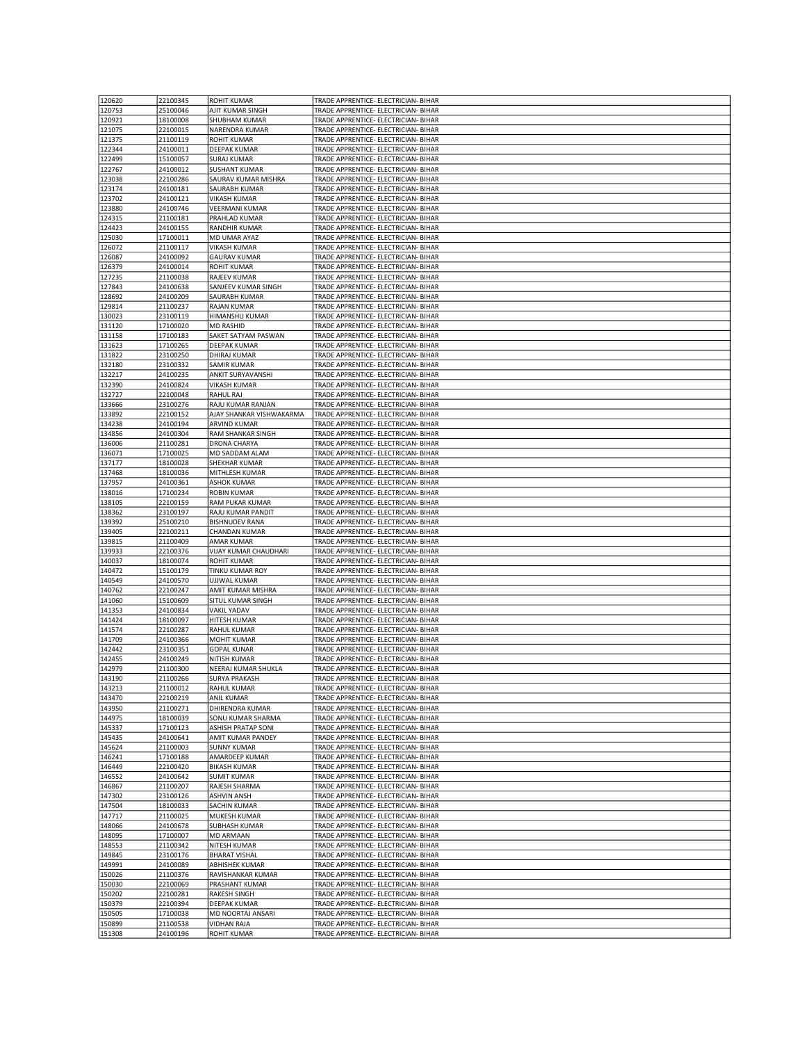| | | | |
|---|---|---|---|
| 120620 | 22100345 | ROHIT KUMAR | TRADE APPRENTICE- ELECTRICIAN- BIHAR |
| 120753 | 25100046 | AJIT KUMAR SINGH | TRADE APPRENTICE- ELECTRICIAN- BIHAR |
| 120921 | 18100008 | SHUBHAM KUMAR | TRADE APPRENTICE- ELECTRICIAN- BIHAR |
| 121075 | 22100015 | NARENDRA KUMAR | TRADE APPRENTICE- ELECTRICIAN- BIHAR |
| 121375 | 21100119 | ROHIT KUMAR | TRADE APPRENTICE- ELECTRICIAN- BIHAR |
| 122344 | 24100011 | DEEPAK KUMAR | TRADE APPRENTICE- ELECTRICIAN- BIHAR |
| 122499 | 15100057 | SURAJ KUMAR | TRADE APPRENTICE- ELECTRICIAN- BIHAR |
| 122767 | 24100012 | SUSHANT KUMAR | TRADE APPRENTICE- ELECTRICIAN- BIHAR |
| 123038 | 22100286 | SAURAV KUMAR MISHRA | TRADE APPRENTICE- ELECTRICIAN- BIHAR |
| 123174 | 24100181 | SAURABH KUMAR | TRADE APPRENTICE- ELECTRICIAN- BIHAR |
| 123702 | 24100121 | VIKASH KUMAR | TRADE APPRENTICE- ELECTRICIAN- BIHAR |
| 123880 | 24100746 | VEERMANI KUMAR | TRADE APPRENTICE- ELECTRICIAN- BIHAR |
| 124315 | 21100181 | PRAHLAD KUMAR | TRADE APPRENTICE- ELECTRICIAN- BIHAR |
| 124423 | 24100155 | RANDHIR KUMAR | TRADE APPRENTICE- ELECTRICIAN- BIHAR |
| 125030 | 17100011 | MD UMAR AYAZ | TRADE APPRENTICE- ELECTRICIAN- BIHAR |
| 126072 | 21100117 | VIKASH KUMAR | TRADE APPRENTICE- ELECTRICIAN- BIHAR |
| 126087 | 24100092 | GAURAV KUMAR | TRADE APPRENTICE- ELECTRICIAN- BIHAR |
| 126379 | 24100014 | ROHIT KUMAR | TRADE APPRENTICE- ELECTRICIAN- BIHAR |
| 127235 | 21100038 | RAJEEV KUMAR | TRADE APPRENTICE- ELECTRICIAN- BIHAR |
| 127843 | 24100638 | SANJEEV KUMAR SINGH | TRADE APPRENTICE- ELECTRICIAN- BIHAR |
| 128692 | 24100209 | SAURABH KUMAR | TRADE APPRENTICE- ELECTRICIAN- BIHAR |
| 129814 | 21100237 | RAJAN KUMAR | TRADE APPRENTICE- ELECTRICIAN- BIHAR |
| 130023 | 23100119 | HIMANSHU KUMAR | TRADE APPRENTICE- ELECTRICIAN- BIHAR |
| 131120 | 17100020 | MD RASHID | TRADE APPRENTICE- ELECTRICIAN- BIHAR |
| 131158 | 17100183 | SAKET SATYAM PASWAN | TRADE APPRENTICE- ELECTRICIAN- BIHAR |
| 131623 | 17100265 | DEEPAK KUMAR | TRADE APPRENTICE- ELECTRICIAN- BIHAR |
| 131822 | 23100250 | DHIRAJ KUMAR | TRADE APPRENTICE- ELECTRICIAN- BIHAR |
| 132180 | 23100332 | SAMIR KUMAR | TRADE APPRENTICE- ELECTRICIAN- BIHAR |
| 132217 | 24100235 | ANKIT SURYAVANSHI | TRADE APPRENTICE- ELECTRICIAN- BIHAR |
| 132390 | 24100824 | VIKASH KUMAR | TRADE APPRENTICE- ELECTRICIAN- BIHAR |
| 132727 | 22100048 | RAHUL RAJ | TRADE APPRENTICE- ELECTRICIAN- BIHAR |
| 133666 | 23100276 | RAJU KUMAR RANJAN | TRADE APPRENTICE- ELECTRICIAN- BIHAR |
| 133892 | 22100152 | AJAY SHANKAR VISHWAKARMA | TRADE APPRENTICE- ELECTRICIAN- BIHAR |
| 134238 | 24100194 | ARVIND KUMAR | TRADE APPRENTICE- ELECTRICIAN- BIHAR |
| 134856 | 24100304 | RAM SHANKAR SINGH | TRADE APPRENTICE- ELECTRICIAN- BIHAR |
| 136006 | 21100281 | DRONA CHARYA | TRADE APPRENTICE- ELECTRICIAN- BIHAR |
| 136071 | 17100025 | MD SADDAM ALAM | TRADE APPRENTICE- ELECTRICIAN- BIHAR |
| 137177 | 18100028 | SHEKHAR KUMAR | TRADE APPRENTICE- ELECTRICIAN- BIHAR |
| 137468 | 18100036 | MITHLESH KUMAR | TRADE APPRENTICE- ELECTRICIAN- BIHAR |
| 137957 | 24100361 | ASHOK KUMAR | TRADE APPRENTICE- ELECTRICIAN- BIHAR |
| 138016 | 17100234 | ROBIN KUMAR | TRADE APPRENTICE- ELECTRICIAN- BIHAR |
| 138105 | 22100159 | RAM PUKAR KUMAR | TRADE APPRENTICE- ELECTRICIAN- BIHAR |
| 138362 | 23100197 | RAJU KUMAR PANDIT | TRADE APPRENTICE- ELECTRICIAN- BIHAR |
| 139392 | 25100210 | BISHNUDEV RANA | TRADE APPRENTICE- ELECTRICIAN- BIHAR |
| 139405 | 22100211 | CHANDAN KUMAR | TRADE APPRENTICE- ELECTRICIAN- BIHAR |
| 139815 | 21100409 | AMAR KUMAR | TRADE APPRENTICE- ELECTRICIAN- BIHAR |
| 139933 | 22100376 | VIJAY KUMAR CHAUDHARI | TRADE APPRENTICE- ELECTRICIAN- BIHAR |
| 140037 | 18100074 | ROHIT KUMAR | TRADE APPRENTICE- ELECTRICIAN- BIHAR |
| 140472 | 15100179 | TINKU KUMAR ROY | TRADE APPRENTICE- ELECTRICIAN- BIHAR |
| 140549 | 24100570 | UJJWAL KUMAR | TRADE APPRENTICE- ELECTRICIAN- BIHAR |
| 140762 | 22100247 | AMIT KUMAR MISHRA | TRADE APPRENTICE- ELECTRICIAN- BIHAR |
| 141060 | 15100609 | SITUL KUMAR SINGH | TRADE APPRENTICE- ELECTRICIAN- BIHAR |
| 141353 | 24100834 | VAKIL YADAV | TRADE APPRENTICE- ELECTRICIAN- BIHAR |
| 141424 | 18100097 | HITESH KUMAR | TRADE APPRENTICE- ELECTRICIAN- BIHAR |
| 141574 | 22100287 | RAHUL KUMAR | TRADE APPRENTICE- ELECTRICIAN- BIHAR |
| 141709 | 24100366 | MOHIT KUMAR | TRADE APPRENTICE- ELECTRICIAN- BIHAR |
| 142442 | 23100351 | GOPAL KUNAR | TRADE APPRENTICE- ELECTRICIAN- BIHAR |
| 142455 | 24100249 | NITISH KUMAR | TRADE APPRENTICE- ELECTRICIAN- BIHAR |
| 142979 | 21100300 | NEERAJ KUMAR SHUKLA | TRADE APPRENTICE- ELECTRICIAN- BIHAR |
| 143190 | 21100266 | SURYA PRAKASH | TRADE APPRENTICE- ELECTRICIAN- BIHAR |
| 143213 | 21100012 | RAHUL KUMAR | TRADE APPRENTICE- ELECTRICIAN- BIHAR |
| 143470 | 22100219 | ANIL KUMAR | TRADE APPRENTICE- ELECTRICIAN- BIHAR |
| 143950 | 21100271 | DHIRENDRA KUMAR | TRADE APPRENTICE- ELECTRICIAN- BIHAR |
| 144975 | 18100039 | SONU KUMAR SHARMA | TRADE APPRENTICE- ELECTRICIAN- BIHAR |
| 145337 | 17100123 | ASHISH PRATAP SONI | TRADE APPRENTICE- ELECTRICIAN- BIHAR |
| 145435 | 24100641 | AMIT KUMAR PANDEY | TRADE APPRENTICE- ELECTRICIAN- BIHAR |
| 145624 | 21100003 | SUNNY KUMAR | TRADE APPRENTICE- ELECTRICIAN- BIHAR |
| 146241 | 17100188 | AMARDEEP KUMAR | TRADE APPRENTICE- ELECTRICIAN- BIHAR |
| 146449 | 22100420 | BIKASH KUMAR | TRADE APPRENTICE- ELECTRICIAN- BIHAR |
| 146552 | 24100642 | SUMIT KUMAR | TRADE APPRENTICE- ELECTRICIAN- BIHAR |
| 146867 | 21100207 | RAJESH SHARMA | TRADE APPRENTICE- ELECTRICIAN- BIHAR |
| 147302 | 23100126 | ASHVIN ANSH | TRADE APPRENTICE- ELECTRICIAN- BIHAR |
| 147504 | 18100033 | SACHIN KUMAR | TRADE APPRENTICE- ELECTRICIAN- BIHAR |
| 147717 | 21100025 | MUKESH KUMAR | TRADE APPRENTICE- ELECTRICIAN- BIHAR |
| 148066 | 24100678 | SUBHASH KUMAR | TRADE APPRENTICE- ELECTRICIAN- BIHAR |
| 148095 | 17100007 | MD ARMAAN | TRADE APPRENTICE- ELECTRICIAN- BIHAR |
| 148553 | 21100342 | NITESH KUMAR | TRADE APPRENTICE- ELECTRICIAN- BIHAR |
| 149845 | 23100176 | BHARAT VISHAL | TRADE APPRENTICE- ELECTRICIAN- BIHAR |
| 149991 | 24100089 | ABHISHEK KUMAR | TRADE APPRENTICE- ELECTRICIAN- BIHAR |
| 150026 | 21100376 | RAVISHANKAR KUMAR | TRADE APPRENTICE- ELECTRICIAN- BIHAR |
| 150030 | 22100069 | PRASHANT KUMAR | TRADE APPRENTICE- ELECTRICIAN- BIHAR |
| 150202 | 22100281 | RAKESH SINGH | TRADE APPRENTICE- ELECTRICIAN- BIHAR |
| 150379 | 22100394 | DEEPAK KUMAR | TRADE APPRENTICE- ELECTRICIAN- BIHAR |
| 150505 | 17100038 | MD NOORTAJ ANSARI | TRADE APPRENTICE- ELECTRICIAN- BIHAR |
| 150899 | 21100538 | VIDHAN RAJA | TRADE APPRENTICE- ELECTRICIAN- BIHAR |
| 151308 | 24100196 | ROHIT KUMAR | TRADE APPRENTICE- ELECTRICIAN- BIHAR |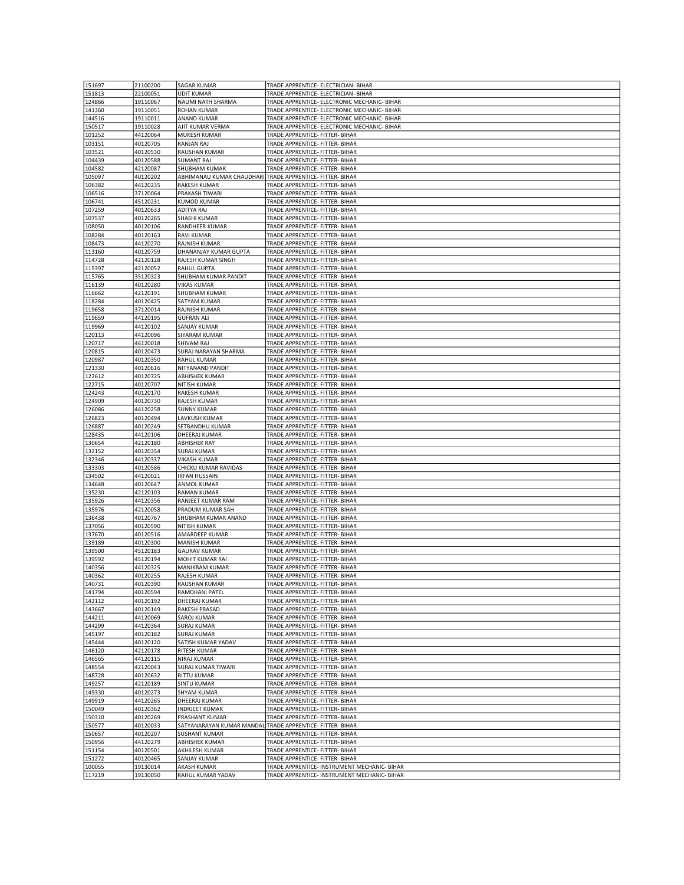| | | | |
|---|---|---|---|
| 151697 | 21100200 | SAGAR KUMAR | TRADE APPRENTICE- ELECTRICIAN- BIHAR |
| 151813 | 22100051 | UDIT KUMAR | TRADE APPRENTICE- ELECTRICIAN- BIHAR |
| 124866 | 19110067 | NAUMI NATH SHARMA | TRADE APPRENTICE- ELECTRONIC MECHANIC- BIHAR |
| 141360 | 19110051 | ROHAN KUMAR | TRADE APPRENTICE- ELECTRONIC MECHANIC- BIHAR |
| 144516 | 19110011 | ANAND KUMAR | TRADE APPRENTICE- ELECTRONIC MECHANIC- BIHAR |
| 150517 | 19110028 | AJIT KUMAR VERMA | TRADE APPRENTICE- ELECTRONIC MECHANIC- BIHAR |
| 101252 | 44120064 | MUKESH KUMAR | TRADE APPRENTICE- FITTER- BIHAR |
| 103151 | 40120705 | RANJAN RAJ | TRADE APPRENTICE- FITTER- BIHAR |
| 103521 | 40120530 | RAUSHAN KUMAR | TRADE APPRENTICE- FITTER- BIHAR |
| 104439 | 40120588 | SUMANT RAJ | TRADE APPRENTICE- FITTER- BIHAR |
| 104582 | 42120087 | SHUBHAM KUMAR | TRADE APPRENTICE- FITTER- BIHAR |
| 105097 | 40120202 | ABHIMANAU KUMAR CHAUDHARI | TRADE APPRENTICE- FITTER- BIHAR |
| 106382 | 44120235 | RAKESH KUMAR | TRADE APPRENTICE- FITTER- BIHAR |
| 106516 | 37120064 | PRAKASH TIWARI | TRADE APPRENTICE- FITTER- BIHAR |
| 106741 | 45120231 | KUMOD KUMAR | TRADE APPRENTICE- FITTER- BIHAR |
| 107259 | 40120633 | ADITYA RAJ | TRADE APPRENTICE- FITTER- BIHAR |
| 107537 | 40120265 | SHASHI KUMAR | TRADE APPRENTICE- FITTER- BIHAR |
| 108050 | 40120106 | RANDHEER KUMAR | TRADE APPRENTICE- FITTER- BIHAR |
| 108284 | 40120163 | RAVI KUMAR | TRADE APPRENTICE- FITTER- BIHAR |
| 108473 | 44120270 | RAJNISH KUMAR | TRADE APPRENTICE- FITTER- BIHAR |
| 113160 | 40120759 | DHANANJAY KUMAR GUPTA | TRADE APPRENTICE- FITTER- BIHAR |
| 114728 | 42120128 | RAJESH KUMAR SINGH | TRADE APPRENTICE- FITTER- BIHAR |
| 115397 | 42120052 | RAHUL GUPTA | TRADE APPRENTICE- FITTER- BIHAR |
| 115765 | 35120323 | SHUBHAM KUMAR PANDIT | TRADE APPRENTICE- FITTER- BIHAR |
| 116139 | 40120280 | VIKAS KUMAR | TRADE APPRENTICE- FITTER- BIHAR |
| 116662 | 42120191 | SHUBHAM KUMAR | TRADE APPRENTICE- FITTER- BIHAR |
| 118284 | 40120425 | SATYAM KUMAR | TRADE APPRENTICE- FITTER- BIHAR |
| 119658 | 37120014 | RAJNISH KUMAR | TRADE APPRENTICE- FITTER- BIHAR |
| 119659 | 44120195 | GUFRAN ALI | TRADE APPRENTICE- FITTER- BIHAR |
| 119969 | 44120102 | SANJAY KUMAR | TRADE APPRENTICE- FITTER- BIHAR |
| 120113 | 44120096 | SIYARAM KUMAR | TRADE APPRENTICE- FITTER- BIHAR |
| 120717 | 44120018 | SHIVAM RAJ | TRADE APPRENTICE- FITTER- BIHAR |
| 120815 | 40120473 | SURAJ NARAYAN SHARMA | TRADE APPRENTICE- FITTER- BIHAR |
| 120987 | 40120350 | RAHUL KUMAR | TRADE APPRENTICE- FITTER- BIHAR |
| 121330 | 40120616 | NITYANAND PANDIT | TRADE APPRENTICE- FITTER- BIHAR |
| 122612 | 40120725 | ABHISHEK KUMAR | TRADE APPRENTICE- FITTER- BIHAR |
| 122715 | 40120707 | NITISH KUMAR | TRADE APPRENTICE- FITTER- BIHAR |
| 124243 | 40120170 | RAKESH KUMAR | TRADE APPRENTICE- FITTER- BIHAR |
| 124909 | 40120730 | RAJESH KUMAR | TRADE APPRENTICE- FITTER- BIHAR |
| 126086 | 44120258 | SUNNY KUMAR | TRADE APPRENTICE- FITTER- BIHAR |
| 126823 | 40120494 | LAVKUSH KUMAR | TRADE APPRENTICE- FITTER- BIHAR |
| 126887 | 40120249 | SETBANDHU KUMAR | TRADE APPRENTICE- FITTER- BIHAR |
| 128435 | 44120106 | DHEERAJ KUMAR | TRADE APPRENTICE- FITTER- BIHAR |
| 130654 | 42120180 | ABHISHEK RAY | TRADE APPRENTICE- FITTER- BIHAR |
| 132152 | 40120354 | SURAJ KUMAR | TRADE APPRENTICE- FITTER- BIHAR |
| 132346 | 44120337 | VIKASH KUMAR | TRADE APPRENTICE- FITTER- BIHAR |
| 133303 | 40120586 | CHICKU KUMAR RAVIDAS | TRADE APPRENTICE- FITTER- BIHAR |
| 134502 | 44120021 | IRFAN HUSSAIN | TRADE APPRENTICE- FITTER- BIHAR |
| 134648 | 40120647 | ANMOL KUMAR | TRADE APPRENTICE- FITTER- BIHAR |
| 135230 | 42120103 | RAMAN KUMAR | TRADE APPRENTICE- FITTER- BIHAR |
| 135926 | 44120356 | RANJEET KUMAR RAM | TRADE APPRENTICE- FITTER- BIHAR |
| 135976 | 42120058 | PRADUM KUMAR SAH | TRADE APPRENTICE- FITTER- BIHAR |
| 136438 | 40120767 | SHUBHAM KUMAR ANAND | TRADE APPRENTICE- FITTER- BIHAR |
| 137056 | 40120590 | NITISH KUMAR | TRADE APPRENTICE- FITTER- BIHAR |
| 137670 | 40120516 | AMARDEEP KUMAR | TRADE APPRENTICE- FITTER- BIHAR |
| 139189 | 40120300 | MANISH KUMAR | TRADE APPRENTICE- FITTER- BIHAR |
| 139500 | 45120183 | GAURAV KUMAR | TRADE APPRENTICE- FITTER- BIHAR |
| 139592 | 45120194 | MOHIT KUMAR RAI | TRADE APPRENTICE- FITTER- BIHAR |
| 140356 | 44120325 | MANIKRAM KUMAR | TRADE APPRENTICE- FITTER- BIHAR |
| 140362 | 40120255 | RAJESH KUMAR | TRADE APPRENTICE- FITTER- BIHAR |
| 140731 | 40120390 | RAUSHAN KUMAR | TRADE APPRENTICE- FITTER- BIHAR |
| 141794 | 40120594 | RAMDHANI PATEL | TRADE APPRENTICE- FITTER- BIHAR |
| 142112 | 40120192 | DHEERAJ KUMAR | TRADE APPRENTICE- FITTER- BIHAR |
| 143667 | 40120149 | RAKESH PRASAD | TRADE APPRENTICE- FITTER- BIHAR |
| 144211 | 44120069 | SAROJ KUMAR | TRADE APPRENTICE- FITTER- BIHAR |
| 144299 | 44120364 | SURAJ KUMAR | TRADE APPRENTICE- FITTER- BIHAR |
| 145197 | 40120182 | SURAJ KUMAR | TRADE APPRENTICE- FITTER- BIHAR |
| 145444 | 40120120 | SATISH KUMAR YADAV | TRADE APPRENTICE- FITTER- BIHAR |
| 146120 | 42120178 | RITESH KUMAR | TRADE APPRENTICE- FITTER- BIHAR |
| 146565 | 44120115 | NIRAJ KUMAR | TRADE APPRENTICE- FITTER- BIHAR |
| 148554 | 42120043 | SURAJ KUMAR TIWARI | TRADE APPRENTICE- FITTER- BIHAR |
| 148728 | 40120632 | BITTU KUMAR | TRADE APPRENTICE- FITTER- BIHAR |
| 149257 | 42120189 | SINTU KUMAR | TRADE APPRENTICE- FITTER- BIHAR |
| 149330 | 40120273 | SHYAM KUMAR | TRADE APPRENTICE- FITTER- BIHAR |
| 149919 | 44120265 | DHEERAJ KUMAR | TRADE APPRENTICE- FITTER- BIHAR |
| 150049 | 40120362 | INDRJEET KUMAR | TRADE APPRENTICE- FITTER- BIHAR |
| 150310 | 40120269 | PRASHANT KUMAR | TRADE APPRENTICE- FITTER- BIHAR |
| 150577 | 40120033 | SATYANARAYAN KUMAR MANDAL | TRADE APPRENTICE- FITTER- BIHAR |
| 150657 | 40120207 | SUSHANT KUMAR | TRADE APPRENTICE- FITTER- BIHAR |
| 150956 | 44120279 | ABHISHEK KUMAR | TRADE APPRENTICE- FITTER- BIHAR |
| 151154 | 40120501 | AKHILESH KUMAR | TRADE APPRENTICE- FITTER- BIHAR |
| 151272 | 40120465 | SANJAY KUMAR | TRADE APPRENTICE- FITTER- BIHAR |
| 100055 | 19130014 | AKASH KUMAR | TRADE APPRENTICE- INSTRUMENT MECHANIC- BIHAR |
| 117219 | 19130050 | RAHUL KUMAR YADAV | TRADE APPRENTICE- INSTRUMENT MECHANIC- BIHAR |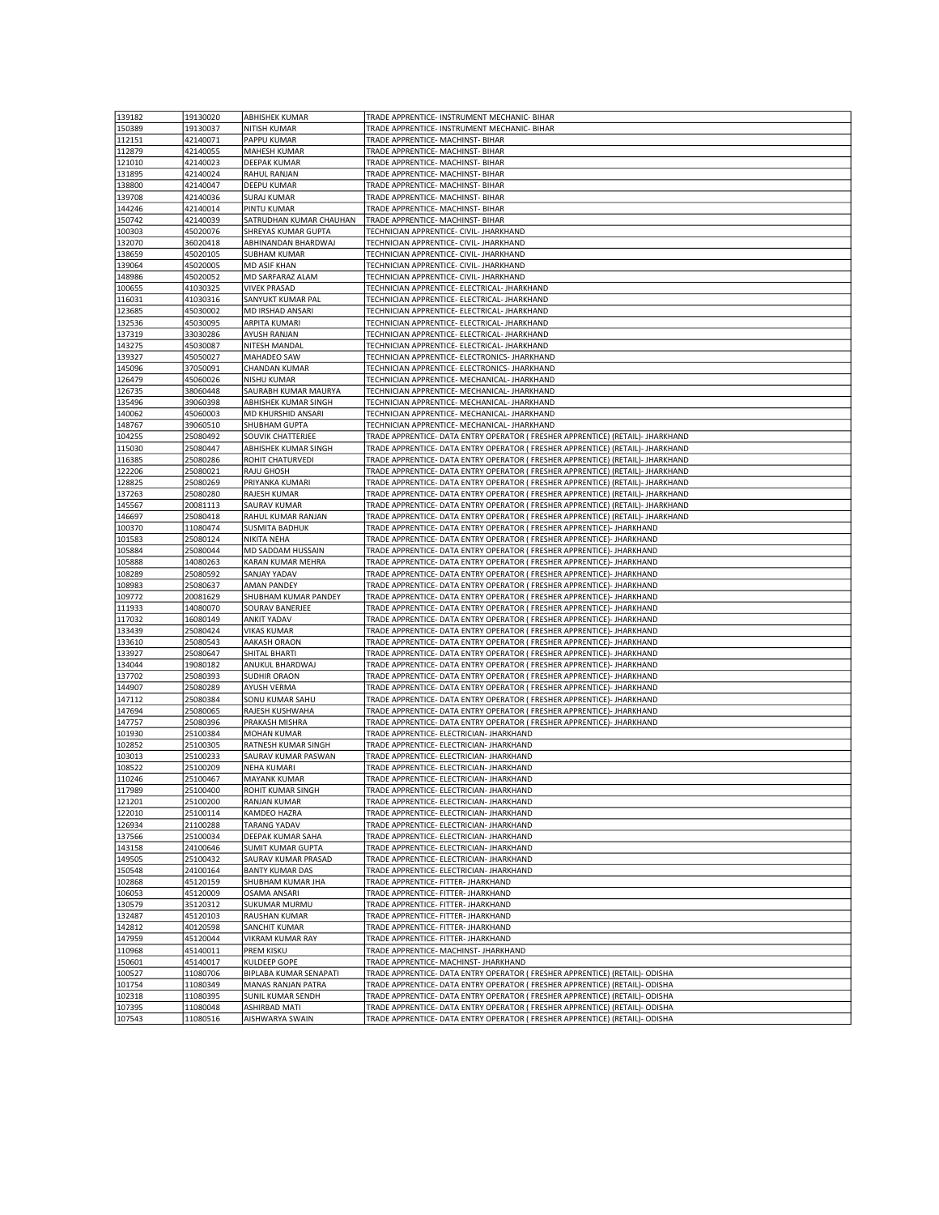| | | | |
|---|---|---|---|
| 139182 | 19130020 | ABHISHEK KUMAR | TRADE APPRENTICE- INSTRUMENT MECHANIC- BIHAR |
| 150389 | 19130037 | NITISH KUMAR | TRADE APPRENTICE- INSTRUMENT MECHANIC- BIHAR |
| 112151 | 42140071 | PAPPU KUMAR | TRADE APPRENTICE- MACHINST- BIHAR |
| 112879 | 42140055 | MAHESH KUMAR | TRADE APPRENTICE- MACHINST- BIHAR |
| 121010 | 42140023 | DEEPAK KUMAR | TRADE APPRENTICE- MACHINST- BIHAR |
| 131895 | 42140024 | RAHUL RANJAN | TRADE APPRENTICE- MACHINST- BIHAR |
| 138800 | 42140047 | DEEPU KUMAR | TRADE APPRENTICE- MACHINST- BIHAR |
| 139708 | 42140036 | SURAJ KUMAR | TRADE APPRENTICE- MACHINST- BIHAR |
| 144246 | 42140014 | PINTU KUMAR | TRADE APPRENTICE- MACHINST- BIHAR |
| 150742 | 42140039 | SATRUDHAN KUMAR CHAUHAN | TRADE APPRENTICE- MACHINST- BIHAR |
| 100303 | 45020076 | SHREYAS KUMAR GUPTA | TECHNICIAN APPRENTICE- CIVIL- JHARKHAND |
| 132070 | 36020418 | ABHINANDAN BHARDWAJ | TECHNICIAN APPRENTICE- CIVIL- JHARKHAND |
| 138659 | 45020105 | SUBHAM KUMAR | TECHNICIAN APPRENTICE- CIVIL- JHARKHAND |
| 139064 | 45020005 | MD ASIF KHAN | TECHNICIAN APPRENTICE- CIVIL- JHARKHAND |
| 148986 | 45020052 | MD SARFARAZ ALAM | TECHNICIAN APPRENTICE- CIVIL- JHARKHAND |
| 100655 | 41030325 | VIVEK PRASAD | TECHNICIAN APPRENTICE- ELECTRICAL- JHARKHAND |
| 116031 | 41030316 | SANYUKT KUMAR PAL | TECHNICIAN APPRENTICE- ELECTRICAL- JHARKHAND |
| 123685 | 45030002 | MD IRSHAD ANSARI | TECHNICIAN APPRENTICE- ELECTRICAL- JHARKHAND |
| 132536 | 45030095 | ARPITA KUMARI | TECHNICIAN APPRENTICE- ELECTRICAL- JHARKHAND |
| 137319 | 33030286 | AYUSH RANJAN | TECHNICIAN APPRENTICE- ELECTRICAL- JHARKHAND |
| 143275 | 45030087 | NITESH MANDAL | TECHNICIAN APPRENTICE- ELECTRICAL- JHARKHAND |
| 139327 | 45050027 | MAHADEO SAW | TECHNICIAN APPRENTICE- ELECTRONICS- JHARKHAND |
| 145096 | 37050091 | CHANDAN KUMAR | TECHNICIAN APPRENTICE- ELECTRONICS- JHARKHAND |
| 126479 | 45060026 | NISHU KUMAR | TECHNICIAN APPRENTICE- MECHANICAL- JHARKHAND |
| 126735 | 38060448 | SAURABH KUMAR MAURYA | TECHNICIAN APPRENTICE- MECHANICAL- JHARKHAND |
| 135496 | 39060398 | ABHISHEK KUMAR SINGH | TECHNICIAN APPRENTICE- MECHANICAL- JHARKHAND |
| 140062 | 45060003 | MD KHURSHID ANSARI | TECHNICIAN APPRENTICE- MECHANICAL- JHARKHAND |
| 148767 | 39060510 | SHUBHAM GUPTA | TECHNICIAN APPRENTICE- MECHANICAL- JHARKHAND |
| 104255 | 25080492 | SOUVIK CHATTERJEE | TRADE APPRENTICE- DATA ENTRY OPERATOR ( FRESHER APPRENTICE) (RETAIL)- JHARKHAND |
| 115030 | 25080447 | ABHISHEK KUMAR SINGH | TRADE APPRENTICE- DATA ENTRY OPERATOR ( FRESHER APPRENTICE) (RETAIL)- JHARKHAND |
| 116385 | 25080286 | ROHIT CHATURVEDI | TRADE APPRENTICE- DATA ENTRY OPERATOR ( FRESHER APPRENTICE) (RETAIL)- JHARKHAND |
| 122206 | 25080021 | RAJU GHOSH | TRADE APPRENTICE- DATA ENTRY OPERATOR ( FRESHER APPRENTICE) (RETAIL)- JHARKHAND |
| 128825 | 25080269 | PRIYANKA KUMARI | TRADE APPRENTICE- DATA ENTRY OPERATOR ( FRESHER APPRENTICE) (RETAIL)- JHARKHAND |
| 137263 | 25080280 | RAJESH KUMAR | TRADE APPRENTICE- DATA ENTRY OPERATOR ( FRESHER APPRENTICE) (RETAIL)- JHARKHAND |
| 145567 | 20081113 | SAURAV KUMAR | TRADE APPRENTICE- DATA ENTRY OPERATOR ( FRESHER APPRENTICE) (RETAIL)- JHARKHAND |
| 146697 | 25080418 | RAHUL KUMAR RANJAN | TRADE APPRENTICE- DATA ENTRY OPERATOR ( FRESHER APPRENTICE) (RETAIL)- JHARKHAND |
| 100370 | 11080474 | SUSMITA BADHUK | TRADE APPRENTICE- DATA ENTRY OPERATOR ( FRESHER APPRENTICE)- JHARKHAND |
| 101583 | 25080124 | NIKITA NEHA | TRADE APPRENTICE- DATA ENTRY OPERATOR ( FRESHER APPRENTICE)- JHARKHAND |
| 105884 | 25080044 | MD SADDAM HUSSAIN | TRADE APPRENTICE- DATA ENTRY OPERATOR ( FRESHER APPRENTICE)- JHARKHAND |
| 105888 | 14080263 | KARAN KUMAR MEHRA | TRADE APPRENTICE- DATA ENTRY OPERATOR ( FRESHER APPRENTICE)- JHARKHAND |
| 108289 | 25080592 | SANJAY YADAV | TRADE APPRENTICE- DATA ENTRY OPERATOR ( FRESHER APPRENTICE)- JHARKHAND |
| 108983 | 25080637 | AMAN PANDEY | TRADE APPRENTICE- DATA ENTRY OPERATOR ( FRESHER APPRENTICE)- JHARKHAND |
| 109772 | 20081629 | SHUBHAM KUMAR PANDEY | TRADE APPRENTICE- DATA ENTRY OPERATOR ( FRESHER APPRENTICE)- JHARKHAND |
| 111933 | 14080070 | SOURAV BANERJEE | TRADE APPRENTICE- DATA ENTRY OPERATOR ( FRESHER APPRENTICE)- JHARKHAND |
| 117032 | 16080149 | ANKIT YADAV | TRADE APPRENTICE- DATA ENTRY OPERATOR ( FRESHER APPRENTICE)- JHARKHAND |
| 133439 | 25080424 | VIKAS KUMAR | TRADE APPRENTICE- DATA ENTRY OPERATOR ( FRESHER APPRENTICE)- JHARKHAND |
| 133610 | 25080543 | AAKASH ORAON | TRADE APPRENTICE- DATA ENTRY OPERATOR ( FRESHER APPRENTICE)- JHARKHAND |
| 133927 | 25080647 | SHITAL BHARTI | TRADE APPRENTICE- DATA ENTRY OPERATOR ( FRESHER APPRENTICE)- JHARKHAND |
| 134044 | 19080182 | ANUKUL BHARDWAJ | TRADE APPRENTICE- DATA ENTRY OPERATOR ( FRESHER APPRENTICE)- JHARKHAND |
| 137702 | 25080393 | SUDHIR ORAON | TRADE APPRENTICE- DATA ENTRY OPERATOR ( FRESHER APPRENTICE)- JHARKHAND |
| 144907 | 25080289 | AYUSH VERMA | TRADE APPRENTICE- DATA ENTRY OPERATOR ( FRESHER APPRENTICE)- JHARKHAND |
| 147112 | 25080384 | SONU KUMAR SAHU | TRADE APPRENTICE- DATA ENTRY OPERATOR ( FRESHER APPRENTICE)- JHARKHAND |
| 147694 | 25080065 | RAJESH KUSHWAHA | TRADE APPRENTICE- DATA ENTRY OPERATOR ( FRESHER APPRENTICE)- JHARKHAND |
| 147757 | 25080396 | PRAKASH MISHRA | TRADE APPRENTICE- DATA ENTRY OPERATOR ( FRESHER APPRENTICE)- JHARKHAND |
| 101930 | 25100384 | MOHAN KUMAR | TRADE APPRENTICE- ELECTRICIAN- JHARKHAND |
| 102852 | 25100305 | RATNESH KUMAR SINGH | TRADE APPRENTICE- ELECTRICIAN- JHARKHAND |
| 103013 | 25100233 | SAURAV KUMAR PASWAN | TRADE APPRENTICE- ELECTRICIAN- JHARKHAND |
| 108522 | 25100209 | NEHA KUMARI | TRADE APPRENTICE- ELECTRICIAN- JHARKHAND |
| 110246 | 25100467 | MAYANK KUMAR | TRADE APPRENTICE- ELECTRICIAN- JHARKHAND |
| 117989 | 25100400 | ROHIT KUMAR SINGH | TRADE APPRENTICE- ELECTRICIAN- JHARKHAND |
| 121201 | 25100200 | RANJAN KUMAR | TRADE APPRENTICE- ELECTRICIAN- JHARKHAND |
| 122010 | 25100114 | KAMDEO HAZRA | TRADE APPRENTICE- ELECTRICIAN- JHARKHAND |
| 126934 | 21100288 | TARANG YADAV | TRADE APPRENTICE- ELECTRICIAN- JHARKHAND |
| 137566 | 25100034 | DEEPAK KUMAR SAHA | TRADE APPRENTICE- ELECTRICIAN- JHARKHAND |
| 143158 | 24100646 | SUMIT KUMAR GUPTA | TRADE APPRENTICE- ELECTRICIAN- JHARKHAND |
| 149505 | 25100432 | SAURAV KUMAR PRASAD | TRADE APPRENTICE- ELECTRICIAN- JHARKHAND |
| 150548 | 24100164 | BANTY KUMAR DAS | TRADE APPRENTICE- ELECTRICIAN- JHARKHAND |
| 102868 | 45120159 | SHUBHAM KUMAR JHA | TRADE APPRENTICE- FITTER- JHARKHAND |
| 106053 | 45120009 | OSAMA ANSARI | TRADE APPRENTICE- FITTER- JHARKHAND |
| 130579 | 35120312 | SUKUMAR MURMU | TRADE APPRENTICE- FITTER- JHARKHAND |
| 132487 | 45120103 | RAUSHAN KUMAR | TRADE APPRENTICE- FITTER- JHARKHAND |
| 142812 | 40120598 | SANCHIT KUMAR | TRADE APPRENTICE- FITTER- JHARKHAND |
| 147959 | 45120044 | VIKRAM KUMAR RAY | TRADE APPRENTICE- FITTER- JHARKHAND |
| 110968 | 45140011 | PREM KISKU | TRADE APPRENTICE- MACHINST- JHARKHAND |
| 150601 | 45140017 | KULDEEP GOPE | TRADE APPRENTICE- MACHINST- JHARKHAND |
| 100527 | 11080706 | BIPLABA KUMAR SENAPATI | TRADE APPRENTICE- DATA ENTRY OPERATOR ( FRESHER APPRENTICE) (RETAIL)- ODISHA |
| 101754 | 11080349 | MANAS RANJAN PATRA | TRADE APPRENTICE- DATA ENTRY OPERATOR ( FRESHER APPRENTICE) (RETAIL)- ODISHA |
| 102318 | 11080395 | SUNIL KUMAR SENDH | TRADE APPRENTICE- DATA ENTRY OPERATOR ( FRESHER APPRENTICE) (RETAIL)- ODISHA |
| 107395 | 11080048 | ASHIRBAD MATI | TRADE APPRENTICE- DATA ENTRY OPERATOR ( FRESHER APPRENTICE) (RETAIL)- ODISHA |
| 107543 | 11080516 | AISHWARYA SWAIN | TRADE APPRENTICE- DATA ENTRY OPERATOR ( FRESHER APPRENTICE) (RETAIL)- ODISHA |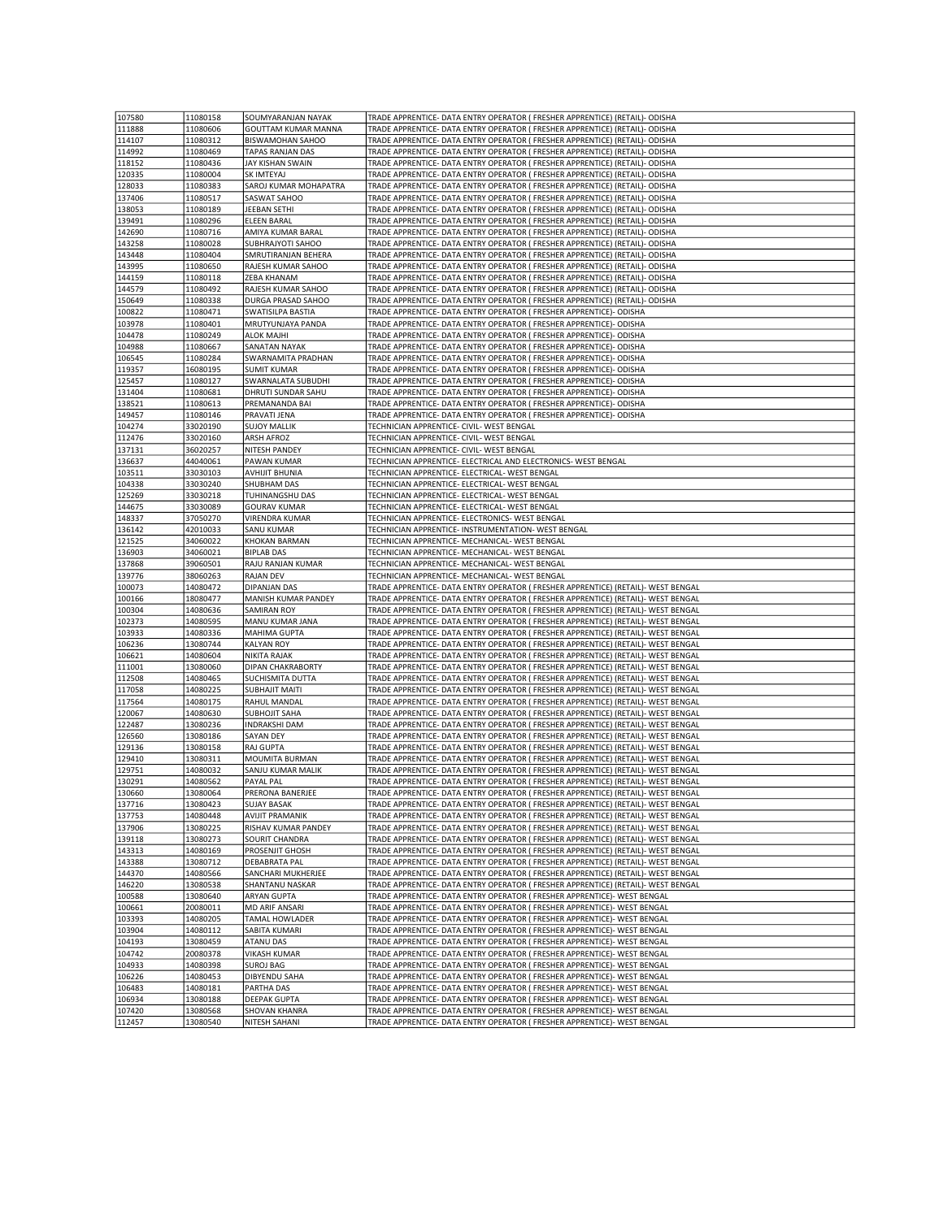| 107580 | 11080158 | SOUMYARANJAN NAYAK | TRADE APPRENTICE- DATA ENTRY OPERATOR ( FRESHER APPRENTICE) (RETAIL)- ODISHA |
|---|---|---|---|
| 111888 | 11080606 | GOUTTAM KUMAR MANNA | TRADE APPRENTICE- DATA ENTRY OPERATOR ( FRESHER APPRENTICE) (RETAIL)- ODISHA |
| 114107 | 11080312 | BISWAMOHAN SAHOO | TRADE APPRENTICE- DATA ENTRY OPERATOR ( FRESHER APPRENTICE) (RETAIL)- ODISHA |
| 114992 | 11080469 | TAPAS RANJAN DAS | TRADE APPRENTICE- DATA ENTRY OPERATOR ( FRESHER APPRENTICE) (RETAIL)- ODISHA |
| 118152 | 11080436 | JAY KISHAN SWAIN | TRADE APPRENTICE- DATA ENTRY OPERATOR ( FRESHER APPRENTICE) (RETAIL)- ODISHA |
| 120335 | 11080004 | SK IMTEYAJ | TRADE APPRENTICE- DATA ENTRY OPERATOR ( FRESHER APPRENTICE) (RETAIL)- ODISHA |
| 128033 | 11080383 | SAROJ KUMAR MOHAPATRA | TRADE APPRENTICE- DATA ENTRY OPERATOR ( FRESHER APPRENTICE) (RETAIL)- ODISHA |
| 137406 | 11080517 | SASWAT SAHOO | TRADE APPRENTICE- DATA ENTRY OPERATOR ( FRESHER APPRENTICE) (RETAIL)- ODISHA |
| 138053 | 11080189 | JEEBAN SETHI | TRADE APPRENTICE- DATA ENTRY OPERATOR ( FRESHER APPRENTICE) (RETAIL)- ODISHA |
| 139491 | 11080296 | ELEEN BARAL | TRADE APPRENTICE- DATA ENTRY OPERATOR ( FRESHER APPRENTICE) (RETAIL)- ODISHA |
| 142690 | 11080716 | AMIYA KUMAR BARAL | TRADE APPRENTICE- DATA ENTRY OPERATOR ( FRESHER APPRENTICE) (RETAIL)- ODISHA |
| 143258 | 11080028 | SUBHRAJYOTI SAHOO | TRADE APPRENTICE- DATA ENTRY OPERATOR ( FRESHER APPRENTICE) (RETAIL)- ODISHA |
| 143448 | 11080404 | SMRUTIRANJAN BEHERA | TRADE APPRENTICE- DATA ENTRY OPERATOR ( FRESHER APPRENTICE) (RETAIL)- ODISHA |
| 143995 | 11080650 | RAJESH KUMAR SAHOO | TRADE APPRENTICE- DATA ENTRY OPERATOR ( FRESHER APPRENTICE) (RETAIL)- ODISHA |
| 144159 | 11080118 | ZEBA KHANAM | TRADE APPRENTICE- DATA ENTRY OPERATOR ( FRESHER APPRENTICE) (RETAIL)- ODISHA |
| 144579 | 11080492 | RAJESH KUMAR SAHOO | TRADE APPRENTICE- DATA ENTRY OPERATOR ( FRESHER APPRENTICE) (RETAIL)- ODISHA |
| 150649 | 11080338 | DURGA PRASAD SAHOO | TRADE APPRENTICE- DATA ENTRY OPERATOR ( FRESHER APPRENTICE) (RETAIL)- ODISHA |
| 100822 | 11080471 | SWATISILPA BASTIA | TRADE APPRENTICE- DATA ENTRY OPERATOR ( FRESHER APPRENTICE)- ODISHA |
| 103978 | 11080401 | MRUTYUNJAYA PANDA | TRADE APPRENTICE- DATA ENTRY OPERATOR ( FRESHER APPRENTICE)- ODISHA |
| 104478 | 11080249 | ALOK MAJHI | TRADE APPRENTICE- DATA ENTRY OPERATOR ( FRESHER APPRENTICE)- ODISHA |
| 104988 | 11080667 | SANATAN NAYAK | TRADE APPRENTICE- DATA ENTRY OPERATOR ( FRESHER APPRENTICE)- ODISHA |
| 106545 | 11080284 | SWARNAMITA PRADHAN | TRADE APPRENTICE- DATA ENTRY OPERATOR ( FRESHER APPRENTICE)- ODISHA |
| 119357 | 16080195 | SUMIT KUMAR | TRADE APPRENTICE- DATA ENTRY OPERATOR ( FRESHER APPRENTICE)- ODISHA |
| 125457 | 11080127 | SWARNALATA SUBUDHI | TRADE APPRENTICE- DATA ENTRY OPERATOR ( FRESHER APPRENTICE)- ODISHA |
| 131404 | 11080681 | DHRUTI SUNDAR SAHU | TRADE APPRENTICE- DATA ENTRY OPERATOR ( FRESHER APPRENTICE)- ODISHA |
| 138521 | 11080613 | PREMANANDA BAI | TRADE APPRENTICE- DATA ENTRY OPERATOR ( FRESHER APPRENTICE)- ODISHA |
| 149457 | 11080146 | PRAVATI JENA | TRADE APPRENTICE- DATA ENTRY OPERATOR ( FRESHER APPRENTICE)- ODISHA |
| 104274 | 33020190 | SUJOY MALLIK | TECHNICIAN APPRENTICE- CIVIL- WEST BENGAL |
| 112476 | 33020160 | ARSH AFROZ | TECHNICIAN APPRENTICE- CIVIL- WEST BENGAL |
| 137131 | 36020257 | NITESH PANDEY | TECHNICIAN APPRENTICE- CIVIL- WEST BENGAL |
| 136637 | 44040061 | PAWAN KUMAR | TECHNICIAN APPRENTICE- ELECTRICAL AND ELECTRONICS- WEST BENGAL |
| 103511 | 33030103 | AVHIJIT BHUNIA | TECHNICIAN APPRENTICE- ELECTRICAL- WEST BENGAL |
| 104338 | 33030240 | SHUBHAM DAS | TECHNICIAN APPRENTICE- ELECTRICAL- WEST BENGAL |
| 125269 | 33030218 | TUHINANGSHU DAS | TECHNICIAN APPRENTICE- ELECTRICAL- WEST BENGAL |
| 144675 | 33030089 | GOURAV KUMAR | TECHNICIAN APPRENTICE- ELECTRICAL- WEST BENGAL |
| 148337 | 37050270 | VIRENDRA KUMAR | TECHNICIAN APPRENTICE- ELECTRONICS- WEST BENGAL |
| 136142 | 42010033 | SANU KUMAR | TECHNICIAN APPRENTICE- INSTRUMENTATION- WEST BENGAL |
| 121525 | 34060022 | KHOKAN BARMAN | TECHNICIAN APPRENTICE- MECHANICAL- WEST BENGAL |
| 136903 | 34060021 | BIPLAB DAS | TECHNICIAN APPRENTICE- MECHANICAL- WEST BENGAL |
| 137868 | 39060501 | RAJU RANJAN KUMAR | TECHNICIAN APPRENTICE- MECHANICAL- WEST BENGAL |
| 139776 | 38060263 | RAJAN DEV | TECHNICIAN APPRENTICE- MECHANICAL- WEST BENGAL |
| 100073 | 14080472 | DIPANJAN DAS | TRADE APPRENTICE- DATA ENTRY OPERATOR ( FRESHER APPRENTICE) (RETAIL)- WEST BENGAL |
| 100166 | 18080477 | MANISH KUMAR PANDEY | TRADE APPRENTICE- DATA ENTRY OPERATOR ( FRESHER APPRENTICE) (RETAIL)- WEST BENGAL |
| 100304 | 14080636 | SAMIRAN ROY | TRADE APPRENTICE- DATA ENTRY OPERATOR ( FRESHER APPRENTICE) (RETAIL)- WEST BENGAL |
| 102373 | 14080595 | MANU KUMAR JANA | TRADE APPRENTICE- DATA ENTRY OPERATOR ( FRESHER APPRENTICE) (RETAIL)- WEST BENGAL |
| 103933 | 14080336 | MAHIMA GUPTA | TRADE APPRENTICE- DATA ENTRY OPERATOR ( FRESHER APPRENTICE) (RETAIL)- WEST BENGAL |
| 106236 | 13080744 | KALYAN ROY | TRADE APPRENTICE- DATA ENTRY OPERATOR ( FRESHER APPRENTICE) (RETAIL)- WEST BENGAL |
| 106621 | 14080604 | NIKITA RAJAK | TRADE APPRENTICE- DATA ENTRY OPERATOR ( FRESHER APPRENTICE) (RETAIL)- WEST BENGAL |
| 111001 | 13080060 | DIPAN CHAKRABORTY | TRADE APPRENTICE- DATA ENTRY OPERATOR ( FRESHER APPRENTICE) (RETAIL)- WEST BENGAL |
| 112508 | 14080465 | SUCHISMITA DUTTA | TRADE APPRENTICE- DATA ENTRY OPERATOR ( FRESHER APPRENTICE) (RETAIL)- WEST BENGAL |
| 117058 | 14080225 | SUBHAJIT MAITI | TRADE APPRENTICE- DATA ENTRY OPERATOR ( FRESHER APPRENTICE) (RETAIL)- WEST BENGAL |
| 117564 | 14080175 | RAHUL MANDAL | TRADE APPRENTICE- DATA ENTRY OPERATOR ( FRESHER APPRENTICE) (RETAIL)- WEST BENGAL |
| 120067 | 14080630 | SUBHOJIT SAHA | TRADE APPRENTICE- DATA ENTRY OPERATOR ( FRESHER APPRENTICE) (RETAIL)- WEST BENGAL |
| 122487 | 13080236 | INDRAKSHI DAM | TRADE APPRENTICE- DATA ENTRY OPERATOR ( FRESHER APPRENTICE) (RETAIL)- WEST BENGAL |
| 126560 | 13080186 | SAYAN DEY | TRADE APPRENTICE- DATA ENTRY OPERATOR ( FRESHER APPRENTICE) (RETAIL)- WEST BENGAL |
| 129136 | 13080158 | RAJ GUPTA | TRADE APPRENTICE- DATA ENTRY OPERATOR ( FRESHER APPRENTICE) (RETAIL)- WEST BENGAL |
| 129410 | 13080311 | MOUMITA BURMAN | TRADE APPRENTICE- DATA ENTRY OPERATOR ( FRESHER APPRENTICE) (RETAIL)- WEST BENGAL |
| 129751 | 14080032 | SANJU KUMAR MALIK | TRADE APPRENTICE- DATA ENTRY OPERATOR ( FRESHER APPRENTICE) (RETAIL)- WEST BENGAL |
| 130291 | 14080562 | PAYAL PAL | TRADE APPRENTICE- DATA ENTRY OPERATOR ( FRESHER APPRENTICE) (RETAIL)- WEST BENGAL |
| 130660 | 13080064 | PRERONA BANERJEE | TRADE APPRENTICE- DATA ENTRY OPERATOR ( FRESHER APPRENTICE) (RETAIL)- WEST BENGAL |
| 137716 | 13080423 | SUJAY BASAK | TRADE APPRENTICE- DATA ENTRY OPERATOR ( FRESHER APPRENTICE) (RETAIL)- WEST BENGAL |
| 137753 | 14080448 | AVIJIT PRAMANIK | TRADE APPRENTICE- DATA ENTRY OPERATOR ( FRESHER APPRENTICE) (RETAIL)- WEST BENGAL |
| 137906 | 13080225 | RISHAV KUMAR PANDEY | TRADE APPRENTICE- DATA ENTRY OPERATOR ( FRESHER APPRENTICE) (RETAIL)- WEST BENGAL |
| 139118 | 13080273 | SOURIT CHANDRA | TRADE APPRENTICE- DATA ENTRY OPERATOR ( FRESHER APPRENTICE) (RETAIL)- WEST BENGAL |
| 143313 | 14080169 | PROSENJIT GHOSH | TRADE APPRENTICE- DATA ENTRY OPERATOR ( FRESHER APPRENTICE) (RETAIL)- WEST BENGAL |
| 143388 | 13080712 | DEBABRATA PAL | TRADE APPRENTICE- DATA ENTRY OPERATOR ( FRESHER APPRENTICE) (RETAIL)- WEST BENGAL |
| 144370 | 14080566 | SANCHARI MUKHERJEE | TRADE APPRENTICE- DATA ENTRY OPERATOR ( FRESHER APPRENTICE) (RETAIL)- WEST BENGAL |
| 146220 | 13080538 | SHANTANU NASKAR | TRADE APPRENTICE- DATA ENTRY OPERATOR ( FRESHER APPRENTICE) (RETAIL)- WEST BENGAL |
| 100588 | 13080640 | ARYAN GUPTA | TRADE APPRENTICE- DATA ENTRY OPERATOR ( FRESHER APPRENTICE)- WEST BENGAL |
| 100661 | 20080011 | MD ARIF ANSARI | TRADE APPRENTICE- DATA ENTRY OPERATOR ( FRESHER APPRENTICE)- WEST BENGAL |
| 103393 | 14080205 | TAMAL HOWLADER | TRADE APPRENTICE- DATA ENTRY OPERATOR ( FRESHER APPRENTICE)- WEST BENGAL |
| 103904 | 14080112 | SABITA KUMARI | TRADE APPRENTICE- DATA ENTRY OPERATOR ( FRESHER APPRENTICE)- WEST BENGAL |
| 104193 | 13080459 | ATANU DAS | TRADE APPRENTICE- DATA ENTRY OPERATOR ( FRESHER APPRENTICE)- WEST BENGAL |
| 104742 | 20080378 | VIKASH KUMAR | TRADE APPRENTICE- DATA ENTRY OPERATOR ( FRESHER APPRENTICE)- WEST BENGAL |
| 104933 | 14080398 | SUROJ BAG | TRADE APPRENTICE- DATA ENTRY OPERATOR ( FRESHER APPRENTICE)- WEST BENGAL |
| 106226 | 14080453 | DIBYENDU SAHA | TRADE APPRENTICE- DATA ENTRY OPERATOR ( FRESHER APPRENTICE)- WEST BENGAL |
| 106483 | 14080181 | PARTHA DAS | TRADE APPRENTICE- DATA ENTRY OPERATOR ( FRESHER APPRENTICE)- WEST BENGAL |
| 106934 | 13080188 | DEEPAK GUPTA | TRADE APPRENTICE- DATA ENTRY OPERATOR ( FRESHER APPRENTICE)- WEST BENGAL |
| 107420 | 13080568 | SHOVAN KHANRA | TRADE APPRENTICE- DATA ENTRY OPERATOR ( FRESHER APPRENTICE)- WEST BENGAL |
| 112457 | 13080540 | NITESH SAHANI | TRADE APPRENTICE- DATA ENTRY OPERATOR ( FRESHER APPRENTICE)- WEST BENGAL |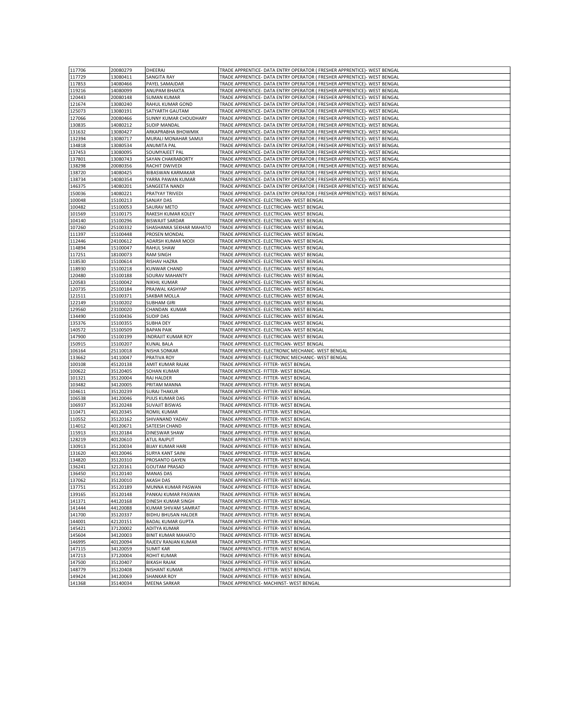| | | | |
|---|---|---|---|
| 117706 | 20080279 | DHEERAJ | TRADE APPRENTICE- DATA ENTRY OPERATOR ( FRESHER APPRENTICE)- WEST BENGAL |
| 117729 | 13080411 | SANGITA RAY | TRADE APPRENTICE- DATA ENTRY OPERATOR ( FRESHER APPRENTICE)- WEST BENGAL |
| 117853 | 14080466 | PAYEL SAMAJDAR | TRADE APPRENTICE- DATA ENTRY OPERATOR ( FRESHER APPRENTICE)- WEST BENGAL |
| 119216 | 14080099 | ANUPAM BHAKTA | TRADE APPRENTICE- DATA ENTRY OPERATOR ( FRESHER APPRENTICE)- WEST BENGAL |
| 120443 | 20080148 | SUMAN KUMAR | TRADE APPRENTICE- DATA ENTRY OPERATOR ( FRESHER APPRENTICE)- WEST BENGAL |
| 121674 | 13080240 | RAHUL KUMAR GOND | TRADE APPRENTICE- DATA ENTRY OPERATOR ( FRESHER APPRENTICE)- WEST BENGAL |
| 125073 | 13080191 | SATYARTH GAUTAM | TRADE APPRENTICE- DATA ENTRY OPERATOR ( FRESHER APPRENTICE)- WEST BENGAL |
| 127066 | 20080466 | SUNNY KUMAR CHOUDHARY | TRADE APPRENTICE- DATA ENTRY OPERATOR ( FRESHER APPRENTICE)- WEST BENGAL |
| 130835 | 14080212 | SUDIP MANDAL | TRADE APPRENTICE- DATA ENTRY OPERATOR ( FRESHER APPRENTICE)- WEST BENGAL |
| 131632 | 13080427 | ARKAPRABHA BHOWMIK | TRADE APPRENTICE- DATA ENTRY OPERATOR ( FRESHER APPRENTICE)- WEST BENGAL |
| 132394 | 13080717 | MURALI MONAHAR SAMUI | TRADE APPRENTICE- DATA ENTRY OPERATOR ( FRESHER APPRENTICE)- WEST BENGAL |
| 134818 | 13080534 | ANUMITA PAL | TRADE APPRENTICE- DATA ENTRY OPERATOR ( FRESHER APPRENTICE)- WEST BENGAL |
| 137453 | 13080095 | SOUMYAJEET PAL | TRADE APPRENTICE- DATA ENTRY OPERATOR ( FRESHER APPRENTICE)- WEST BENGAL |
| 137801 | 13080743 | SAYAN CHAKRABORTY | TRADE APPRENTICE- DATA ENTRY OPERATOR ( FRESHER APPRENTICE)- WEST BENGAL |
| 138298 | 20080356 | RACHIT DWIVEDI | TRADE APPRENTICE- DATA ENTRY OPERATOR ( FRESHER APPRENTICE)- WEST BENGAL |
| 138720 | 14080425 | BIBASWAN KARMAKAR | TRADE APPRENTICE- DATA ENTRY OPERATOR ( FRESHER APPRENTICE)- WEST BENGAL |
| 138734 | 14080354 | YARRA PAWAN KUMAR | TRADE APPRENTICE- DATA ENTRY OPERATOR ( FRESHER APPRENTICE)- WEST BENGAL |
| 146375 | 14080201 | SANGEETA NANDI | TRADE APPRENTICE- DATA ENTRY OPERATOR ( FRESHER APPRENTICE)- WEST BENGAL |
| 150036 | 14080221 | PRATYAY TRIVEDI | TRADE APPRENTICE- DATA ENTRY OPERATOR ( FRESHER APPRENTICE)- WEST BENGAL |
| 100048 | 15100213 | SANJAY DAS | TRADE APPRENTICE- ELECTRICIAN- WEST BENGAL |
| 100482 | 15100053 | SAURAV METO | TRADE APPRENTICE- ELECTRICIAN- WEST BENGAL |
| 101569 | 15100175 | RAKESH KUMAR KOLEY | TRADE APPRENTICE- ELECTRICIAN- WEST BENGAL |
| 104140 | 15100296 | BISWAJIT SARDAR | TRADE APPRENTICE- ELECTRICIAN- WEST BENGAL |
| 107260 | 25100332 | SHASHANKA SEKHAR MAHATO | TRADE APPRENTICE- ELECTRICIAN- WEST BENGAL |
| 111397 | 15100448 | PROSEN MONDAL | TRADE APPRENTICE- ELECTRICIAN- WEST BENGAL |
| 112446 | 24100612 | ADARSH KUMAR MODI | TRADE APPRENTICE- ELECTRICIAN- WEST BENGAL |
| 114894 | 15100047 | RAHUL SHAW | TRADE APPRENTICE- ELECTRICIAN- WEST BENGAL |
| 117251 | 18100073 | RAM SINGH | TRADE APPRENTICE- ELECTRICIAN- WEST BENGAL |
| 118530 | 15100614 | RISHAV HAZRA | TRADE APPRENTICE- ELECTRICIAN- WEST BENGAL |
| 118930 | 15100218 | KUNWAR CHAND | TRADE APPRENTICE- ELECTRICIAN- WEST BENGAL |
| 120480 | 15100188 | SOURAV MAHANTY | TRADE APPRENTICE- ELECTRICIAN- WEST BENGAL |
| 120583 | 15100042 | NIKHIL KUMAR | TRADE APPRENTICE- ELECTRICIAN- WEST BENGAL |
| 120735 | 25100184 | PRAJWAL KASHYAP | TRADE APPRENTICE- ELECTRICIAN- WEST BENGAL |
| 121511 | 15100371 | SAKBAR MOLLA | TRADE APPRENTICE- ELECTRICIAN- WEST BENGAL |
| 122149 | 15100202 | SUBHAM GIRI | TRADE APPRENTICE- ELECTRICIAN- WEST BENGAL |
| 129560 | 23100020 | CHANDAN KUMAR | TRADE APPRENTICE- ELECTRICIAN- WEST BENGAL |
| 134490 | 15100436 | SUDIP DAS | TRADE APPRENTICE- ELECTRICIAN- WEST BENGAL |
| 135376 | 15100355 | SUBHA DEY | TRADE APPRENTICE- ELECTRICIAN- WEST BENGAL |
| 140572 | 15100509 | BAPAN PAIK | TRADE APPRENTICE- ELECTRICIAN- WEST BENGAL |
| 147900 | 15100199 | INDRAJIT KUMAR ROY | TRADE APPRENTICE- ELECTRICIAN- WEST BENGAL |
| 150915 | 15100207 | KUNAL BALA | TRADE APPRENTICE- ELECTRICIAN- WEST BENGAL |
| 106164 | 25110018 | NISHA SONKAR | TRADE APPRENTICE- ELECTRONIC MECHANIC- WEST BENGAL |
| 133662 | 14110047 | PRATIVA ROY | TRADE APPRENTICE- ELECTRONIC MECHANIC- WEST BENGAL |
| 100108 | 45120138 | AMIT KUMAR RAJAK | TRADE APPRENTICE- FITTER- WEST BENGAL |
| 100622 | 35120405 | SOHAN KUMAR | TRADE APPRENTICE- FITTER- WEST BENGAL |
| 101321 | 35120004 | RAJ HALDER | TRADE APPRENTICE- FITTER- WEST BENGAL |
| 103482 | 34120005 | PRITAM MANNA | TRADE APPRENTICE- FITTER- WEST BENGAL |
| 104611 | 35120239 | SURAJ THAKUR | TRADE APPRENTICE- FITTER- WEST BENGAL |
| 106538 | 34120046 | PIJUS KUMAR DAS | TRADE APPRENTICE- FITTER- WEST BENGAL |
| 106937 | 35120248 | SUVAJIT BISWAS | TRADE APPRENTICE- FITTER- WEST BENGAL |
| 110471 | 40120345 | ROMIL KUMAR | TRADE APPRENTICE- FITTER- WEST BENGAL |
| 110552 | 35120162 | SHIVANAND YADAV | TRADE APPRENTICE- FITTER- WEST BENGAL |
| 114012 | 40120671 | SATEESH CHAND | TRADE APPRENTICE- FITTER- WEST BENGAL |
| 115913 | 35120184 | DINESWAR SHAW | TRADE APPRENTICE- FITTER- WEST BENGAL |
| 128219 | 40120610 | ATUL RAJPUT | TRADE APPRENTICE- FITTER- WEST BENGAL |
| 130913 | 35120034 | BIJAY KUMAR HARI | TRADE APPRENTICE- FITTER- WEST BENGAL |
| 131620 | 40120046 | SURYA KANT SAINI | TRADE APPRENTICE- FITTER- WEST BENGAL |
| 134820 | 35120310 | PROSANTO GAYEN | TRADE APPRENTICE- FITTER- WEST BENGAL |
| 136241 | 32120161 | GOUTAM PRASAD | TRADE APPRENTICE- FITTER- WEST BENGAL |
| 136450 | 35120140 | MANAS DAS | TRADE APPRENTICE- FITTER- WEST BENGAL |
| 137062 | 35120010 | AKASH DAS | TRADE APPRENTICE- FITTER- WEST BENGAL |
| 137751 | 35120189 | MUNNA KUMAR PASWAN | TRADE APPRENTICE- FITTER- WEST BENGAL |
| 139165 | 35120148 | PANKAJ KUMAR PASWAN | TRADE APPRENTICE- FITTER- WEST BENGAL |
| 141371 | 44120168 | DINESH KUMAR SINGH | TRADE APPRENTICE- FITTER- WEST BENGAL |
| 141444 | 44120088 | KUMAR SHIVAM SAMRAT | TRADE APPRENTICE- FITTER- WEST BENGAL |
| 141700 | 35120337 | BIDHU BHUSAN HALDER | TRADE APPRENTICE- FITTER- WEST BENGAL |
| 144001 | 42120151 | BADAL KUMAR GUPTA | TRADE APPRENTICE- FITTER- WEST BENGAL |
| 145421 | 37120002 | ADITYA KUMAR | TRADE APPRENTICE- FITTER- WEST BENGAL |
| 145604 | 34120003 | BINIT KUMAR MAHATO | TRADE APPRENTICE- FITTER- WEST BENGAL |
| 146995 | 40120094 | RAJEEV RANJAN KUMAR | TRADE APPRENTICE- FITTER- WEST BENGAL |
| 147115 | 34120059 | SUMIT KAR | TRADE APPRENTICE- FITTER- WEST BENGAL |
| 147213 | 37120004 | ROHIT KUMAR | TRADE APPRENTICE- FITTER- WEST BENGAL |
| 147500 | 35120407 | BIKASH RAJAK | TRADE APPRENTICE- FITTER- WEST BENGAL |
| 148779 | 35120408 | NISHANT KUMAR | TRADE APPRENTICE- FITTER- WEST BENGAL |
| 149424 | 34120069 | SHANKAR ROY | TRADE APPRENTICE- FITTER- WEST BENGAL |
| 141368 | 35140034 | MEENA SARKAR | TRADE APPRENTICE- MACHINST- WEST BENGAL |